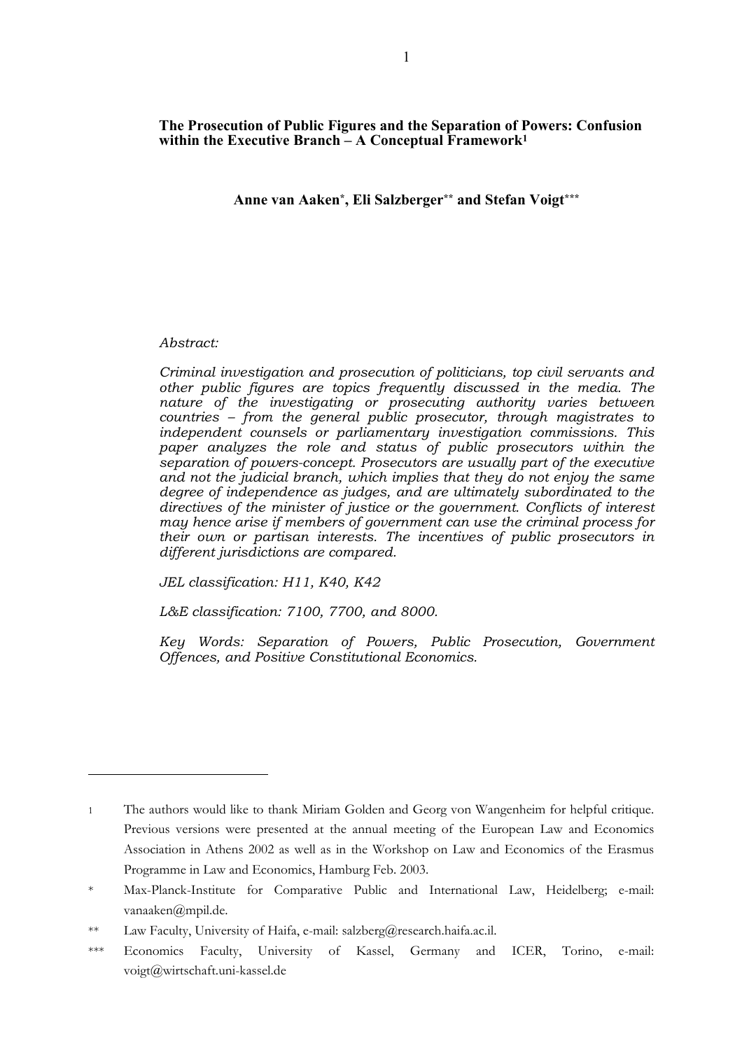# The Prosecution of Public Figures and the Separation of Powers: Confusion within the Executive Branch – A Conceptual Framework[1]

**Anne van Aaken[*], Eli Salzberger[**] and Stefan Voigt[***]**

*Abstract:*

*Criminal investigation and prosecution of politicians, top civil servants and other public figures are topics frequently discussed in the media. The nature of the investigating or prosecuting authority varies between countries – from the general public prosecutor, through magistrates to independent counsels or parliamentary investigation commissions. This paper analyzes the role and status of public prosecutors within the separation of powers-concept. Prosecutors are usually part of the executive and not the judicial branch, which implies that they do not enjoy the same degree of independence as judges, and are ultimately subordinated to the directives of the minister of justice or the government. Conflicts of interest may hence arise if members of government can use the criminal process for their own or partisan interests. The incentives of public prosecutors in different jurisdictions are compared.*

*JEL classification: H11, K40, K42*

*L&E classification: 7100, 7700, and 8000.*

*Key Words: Separation of Powers, Public Prosecution, Government Offences, and Positive Constitutional Economics.*

---

[1] The authors would like to thank Miriam Golden and Georg von Wangenheim for helpful critique. Previous versions were presented at the annual meeting of the European Law and Economics Association in Athens 2002 as well as in the Workshop on Law and Economics of the Erasmus Programme in Law and Economics, Hamburg Feb. 2003.

[*] Max-Planck-Institute for Comparative Public and International Law, Heidelberg; e-mail: vanaaken@mpil.de.

[**] Law Faculty, University of Haifa, e-mail: salzberg@research.haifa.ac.il.

[***] Economics Faculty, University of Kassel, Germany and ICER, Torino, e-mail: voigt@wirtschaft.uni-kassel.de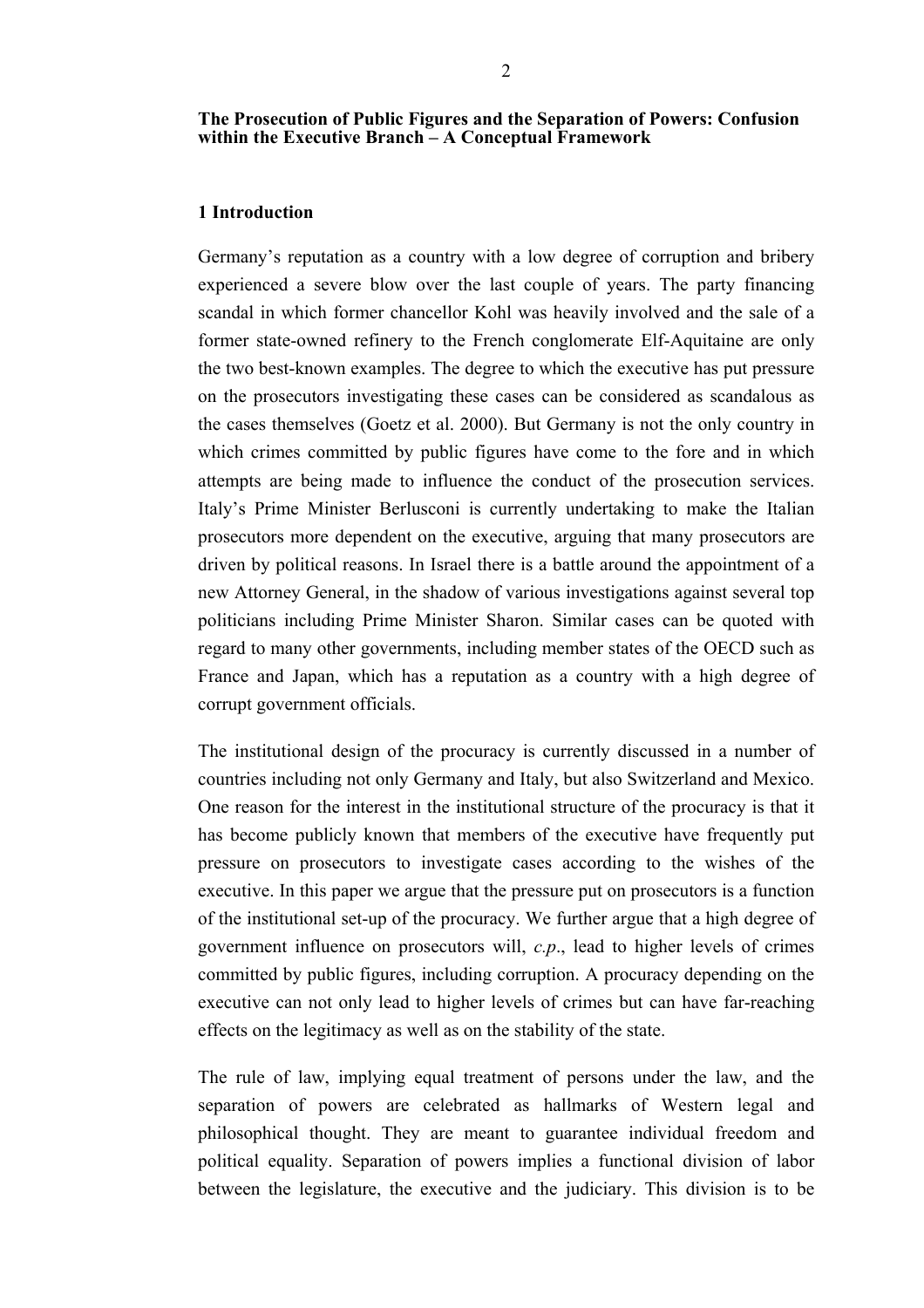**The Prosecution of Public Figures and the Separation of Powers: Confusion within the Executive Branch – A Conceptual Framework**

## 1 Introduction

Germany's reputation as a country with a low degree of corruption and bribery experienced a severe blow over the last couple of years. The party financing scandal in which former chancellor Kohl was heavily involved and the sale of a former state-owned refinery to the French conglomerate Elf-Aquitaine are only the two best-known examples. The degree to which the executive has put pressure on the prosecutors investigating these cases can be considered as scandalous as the cases themselves (Goetz et al. 2000). But Germany is not the only country in which crimes committed by public figures have come to the fore and in which attempts are being made to influence the conduct of the prosecution services. Italy's Prime Minister Berlusconi is currently undertaking to make the Italian prosecutors more dependent on the executive, arguing that many prosecutors are driven by political reasons. In Israel there is a battle around the appointment of a new Attorney General, in the shadow of various investigations against several top politicians including Prime Minister Sharon. Similar cases can be quoted with regard to many other governments, including member states of the OECD such as France and Japan, which has a reputation as a country with a high degree of corrupt government officials.

The institutional design of the procuracy is currently discussed in a number of countries including not only Germany and Italy, but also Switzerland and Mexico. One reason for the interest in the institutional structure of the procuracy is that it has become publicly known that members of the executive have frequently put pressure on prosecutors to investigate cases according to the wishes of the executive. In this paper we argue that the pressure put on prosecutors is a function of the institutional set-up of the procuracy. We further argue that a high degree of government influence on prosecutors will, *c.p.*, lead to higher levels of crimes committed by public figures, including corruption. A procuracy depending on the executive can not only lead to higher levels of crimes but can have far-reaching effects on the legitimacy as well as on the stability of the state.

The rule of law, implying equal treatment of persons under the law, and the separation of powers are celebrated as hallmarks of Western legal and philosophical thought. They are meant to guarantee individual freedom and political equality. Separation of powers implies a functional division of labor between the legislature, the executive and the judiciary. This division is to be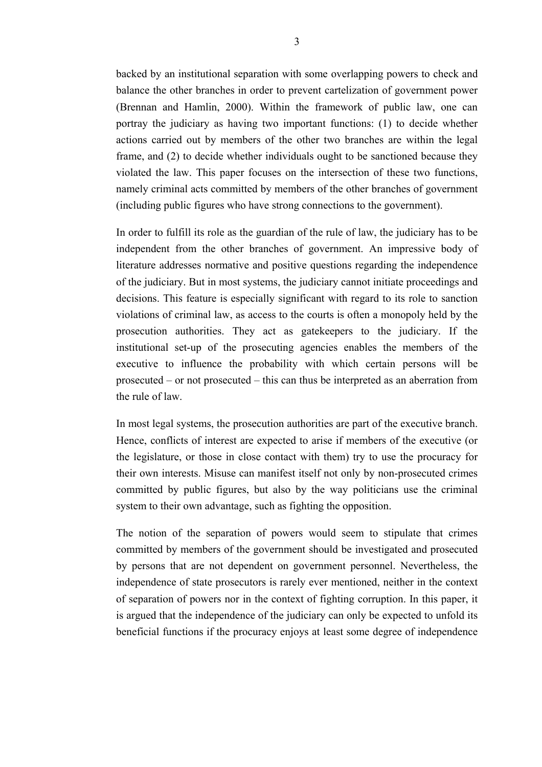backed by an institutional separation with some overlapping powers to check and balance the other branches in order to prevent cartelization of government power (Brennan and Hamlin, 2000). Within the framework of public law, one can portray the judiciary as having two important functions: (1) to decide whether actions carried out by members of the other two branches are within the legal frame, and (2) to decide whether individuals ought to be sanctioned because they violated the law. This paper focuses on the intersection of these two functions, namely criminal acts committed by members of the other branches of government (including public figures who have strong connections to the government).

In order to fulfill its role as the guardian of the rule of law, the judiciary has to be independent from the other branches of government. An impressive body of literature addresses normative and positive questions regarding the independence of the judiciary. But in most systems, the judiciary cannot initiate proceedings and decisions. This feature is especially significant with regard to its role to sanction violations of criminal law, as access to the courts is often a monopoly held by the prosecution authorities. They act as gatekeepers to the judiciary. If the institutional set-up of the prosecuting agencies enables the members of the executive to influence the probability with which certain persons will be prosecuted – or not prosecuted – this can thus be interpreted as an aberration from the rule of law.

In most legal systems, the prosecution authorities are part of the executive branch. Hence, conflicts of interest are expected to arise if members of the executive (or the legislature, or those in close contact with them) try to use the procuracy for their own interests. Misuse can manifest itself not only by non-prosecuted crimes committed by public figures, but also by the way politicians use the criminal system to their own advantage, such as fighting the opposition.

The notion of the separation of powers would seem to stipulate that crimes committed by members of the government should be investigated and prosecuted by persons that are not dependent on government personnel. Nevertheless, the independence of state prosecutors is rarely ever mentioned, neither in the context of separation of powers nor in the context of fighting corruption. In this paper, it is argued that the independence of the judiciary can only be expected to unfold its beneficial functions if the procuracy enjoys at least some degree of independence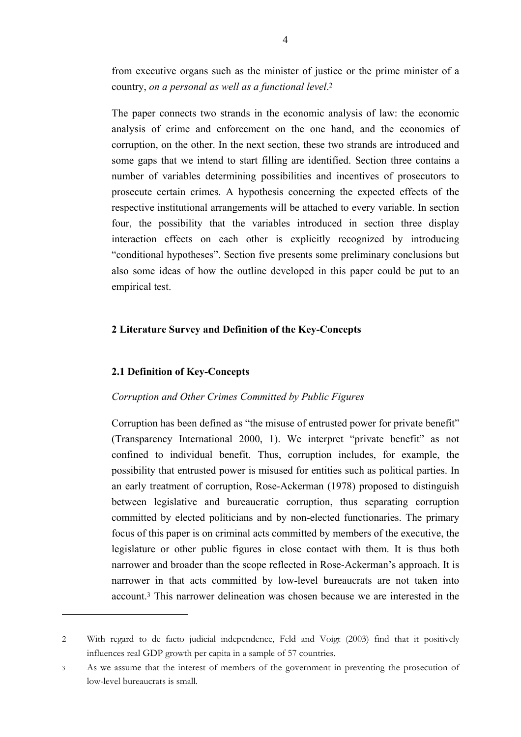from executive organs such as the minister of justice or the prime minister of a country, *on a personal as well as a functional level*.[2]

The paper connects two strands in the economic analysis of law: the economic analysis of crime and enforcement on the one hand, and the economics of corruption, on the other. In the next section, these two strands are introduced and some gaps that we intend to start filling are identified. Section three contains a number of variables determining possibilities and incentives of prosecutors to prosecute certain crimes. A hypothesis concerning the expected effects of the respective institutional arrangements will be attached to every variable. In section four, the possibility that the variables introduced in section three display interaction effects on each other is explicitly recognized by introducing "conditional hypotheses". Section five presents some preliminary conclusions but also some ideas of how the outline developed in this paper could be put to an empirical test.

## 2 Literature Survey and Definition of the Key-Concepts

### 2.1 Definition of Key-Concepts

*Corruption and Other Crimes Committed by Public Figures*

Corruption has been defined as "the misuse of entrusted power for private benefit" (Transparency International 2000, 1). We interpret "private benefit" as not confined to individual benefit. Thus, corruption includes, for example, the possibility that entrusted power is misused for entities such as political parties. In an early treatment of corruption, Rose-Ackerman (1978) proposed to distinguish between legislative and bureaucratic corruption, thus separating corruption committed by elected politicians and by non-elected functionaries. The primary focus of this paper is on criminal acts committed by members of the executive, the legislature or other public figures in close contact with them. It is thus both narrower and broader than the scope reflected in Rose-Ackerman's approach. It is narrower in that acts committed by low-level bureaucrats are not taken into account.[3] This narrower delineation was chosen because we are interested in the

---

2 With regard to de facto judicial independence, Feld and Voigt (2003) find that it positively influences real GDP growth per capita in a sample of 57 countries.

3 As we assume that the interest of members of the government in preventing the prosecution of low-level bureaucrats is small.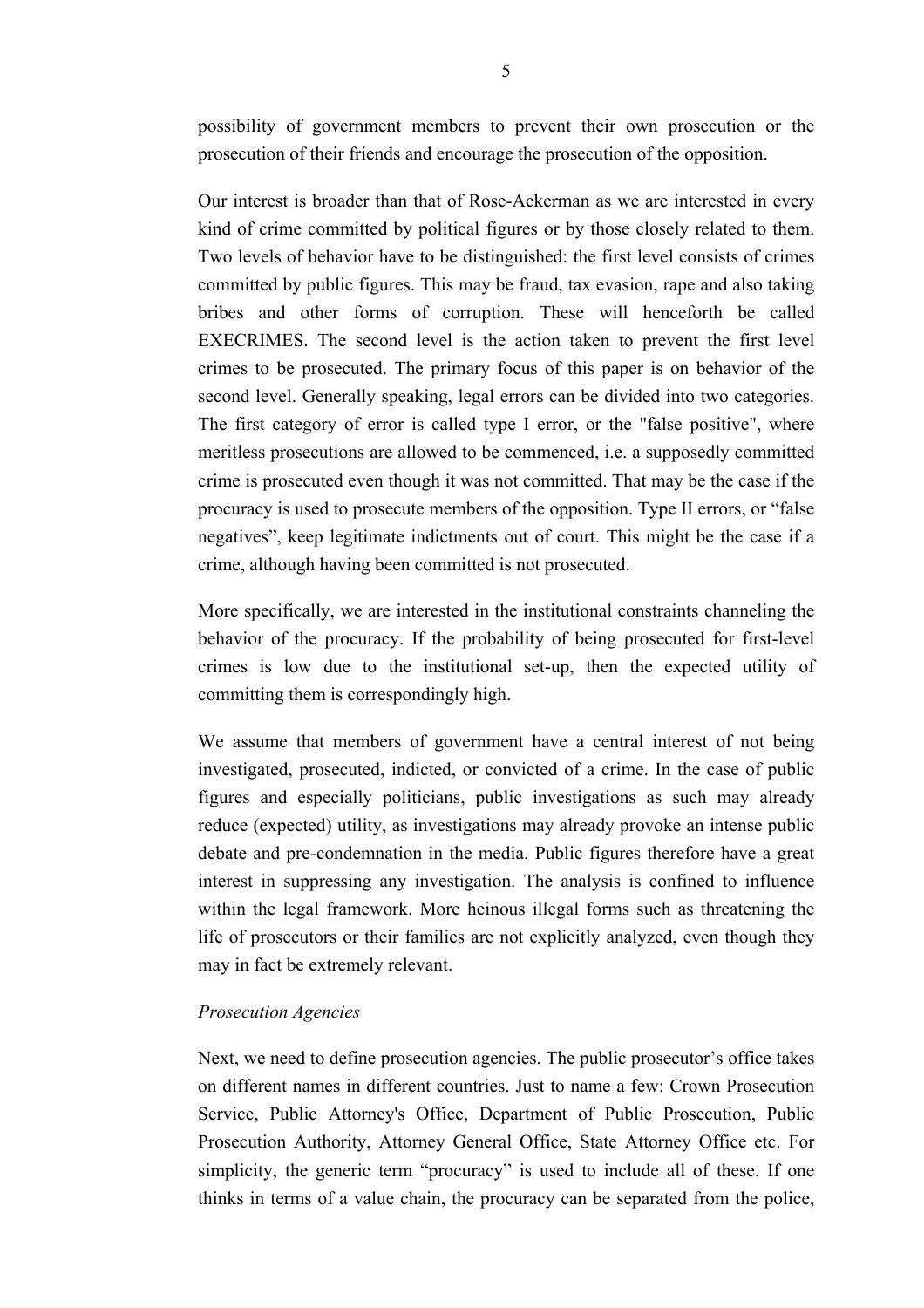possibility of government members to prevent their own prosecution or the prosecution of their friends and encourage the prosecution of the opposition.

Our interest is broader than that of Rose-Ackerman as we are interested in every kind of crime committed by political figures or by those closely related to them. Two levels of behavior have to be distinguished: the first level consists of crimes committed by public figures. This may be fraud, tax evasion, rape and also taking bribes and other forms of corruption. These will henceforth be called EXECRIMES. The second level is the action taken to prevent the first level crimes to be prosecuted. The primary focus of this paper is on behavior of the second level. Generally speaking, legal errors can be divided into two categories. The first category of error is called type I error, or the "false positive", where meritless prosecutions are allowed to be commenced, i.e. a supposedly committed crime is prosecuted even though it was not committed. That may be the case if the procuracy is used to prosecute members of the opposition. Type II errors, or "false negatives", keep legitimate indictments out of court. This might be the case if a crime, although having been committed is not prosecuted.

More specifically, we are interested in the institutional constraints channeling the behavior of the procuracy. If the probability of being prosecuted for first-level crimes is low due to the institutional set-up, then the expected utility of committing them is correspondingly high.

We assume that members of government have a central interest of not being investigated, prosecuted, indicted, or convicted of a crime. In the case of public figures and especially politicians, public investigations as such may already reduce (expected) utility, as investigations may already provoke an intense public debate and pre-condemnation in the media. Public figures therefore have a great interest in suppressing any investigation. The analysis is confined to influence within the legal framework. More heinous illegal forms such as threatening the life of prosecutors or their families are not explicitly analyzed, even though they may in fact be extremely relevant.

*Prosecution Agencies*

Next, we need to define prosecution agencies. The public prosecutor's office takes on different names in different countries. Just to name a few: Crown Prosecution Service, Public Attorney's Office, Department of Public Prosecution, Public Prosecution Authority, Attorney General Office, State Attorney Office etc. For simplicity, the generic term "procuracy" is used to include all of these. If one thinks in terms of a value chain, the procuracy can be separated from the police,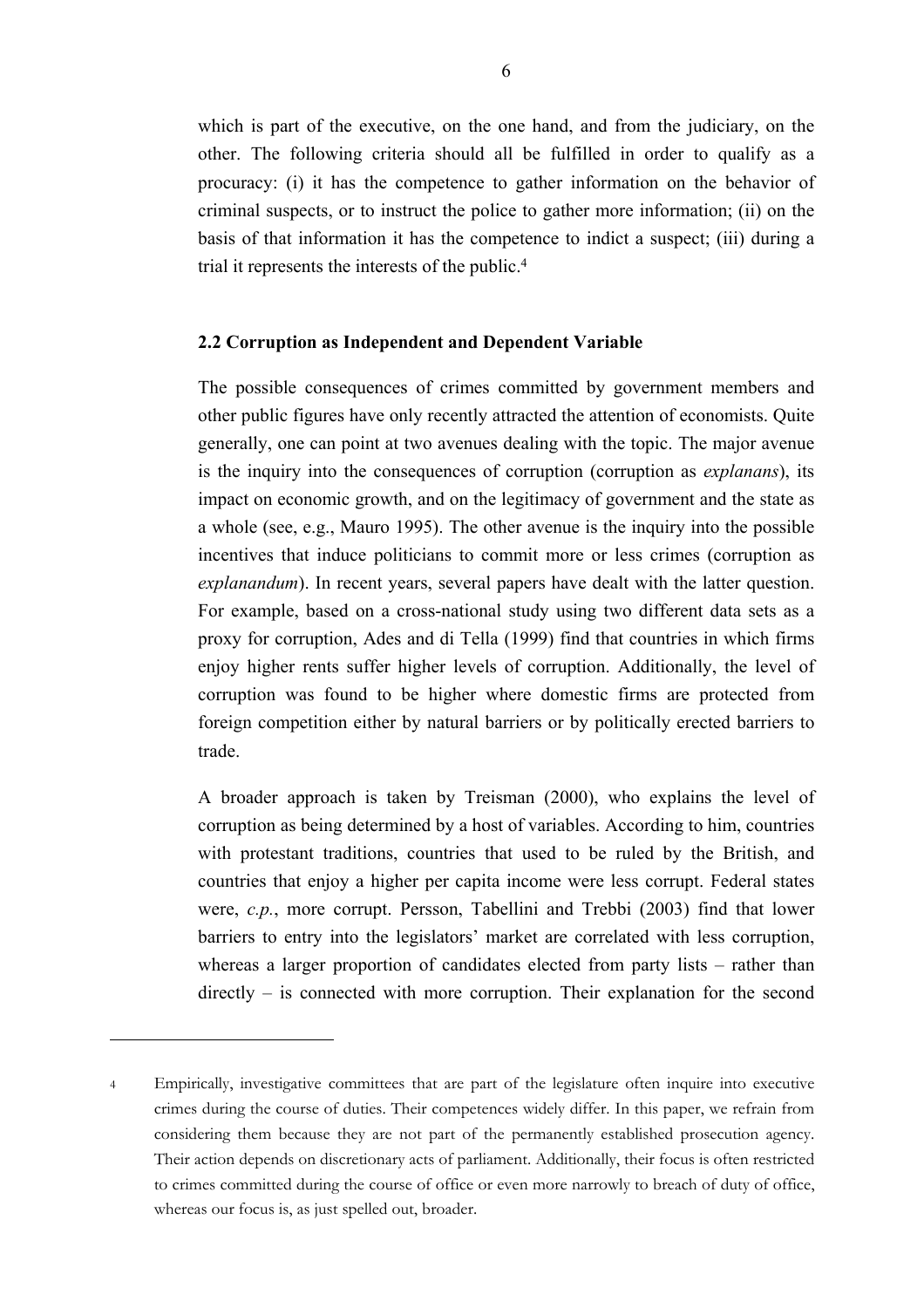which is part of the executive, on the one hand, and from the judiciary, on the other. The following criteria should all be fulfilled in order to qualify as a procuracy: (i) it has the competence to gather information on the behavior of criminal suspects, or to instruct the police to gather more information; (ii) on the basis of that information it has the competence to indict a suspect; (iii) during a trial it represents the interests of the public.[4]

### 2.2 Corruption as Independent and Dependent Variable

The possible consequences of crimes committed by government members and other public figures have only recently attracted the attention of economists. Quite generally, one can point at two avenues dealing with the topic. The major avenue is the inquiry into the consequences of corruption (corruption as *explanans*), its impact on economic growth, and on the legitimacy of government and the state as a whole (see, e.g., Mauro 1995). The other avenue is the inquiry into the possible incentives that induce politicians to commit more or less crimes (corruption as *explanandum*). In recent years, several papers have dealt with the latter question. For example, based on a cross-national study using two different data sets as a proxy for corruption, Ades and di Tella (1999) find that countries in which firms enjoy higher rents suffer higher levels of corruption. Additionally, the level of corruption was found to be higher where domestic firms are protected from foreign competition either by natural barriers or by politically erected barriers to trade.

A broader approach is taken by Treisman (2000), who explains the level of corruption as being determined by a host of variables. According to him, countries with protestant traditions, countries that used to be ruled by the British, and countries that enjoy a higher per capita income were less corrupt. Federal states were, *c.p.*, more corrupt. Persson, Tabellini and Trebbi (2003) find that lower barriers to entry into the legislators' market are correlated with less corruption, whereas a larger proportion of candidates elected from party lists – rather than directly – is connected with more corruption. Their explanation for the second

---

[4] Empirically, investigative committees that are part of the legislature often inquire into executive crimes during the course of duties. Their competences widely differ. In this paper, we refrain from considering them because they are not part of the permanently established prosecution agency. Their action depends on discretionary acts of parliament. Additionally, their focus is often restricted to crimes committed during the course of office or even more narrowly to breach of duty of office, whereas our focus is, as just spelled out, broader.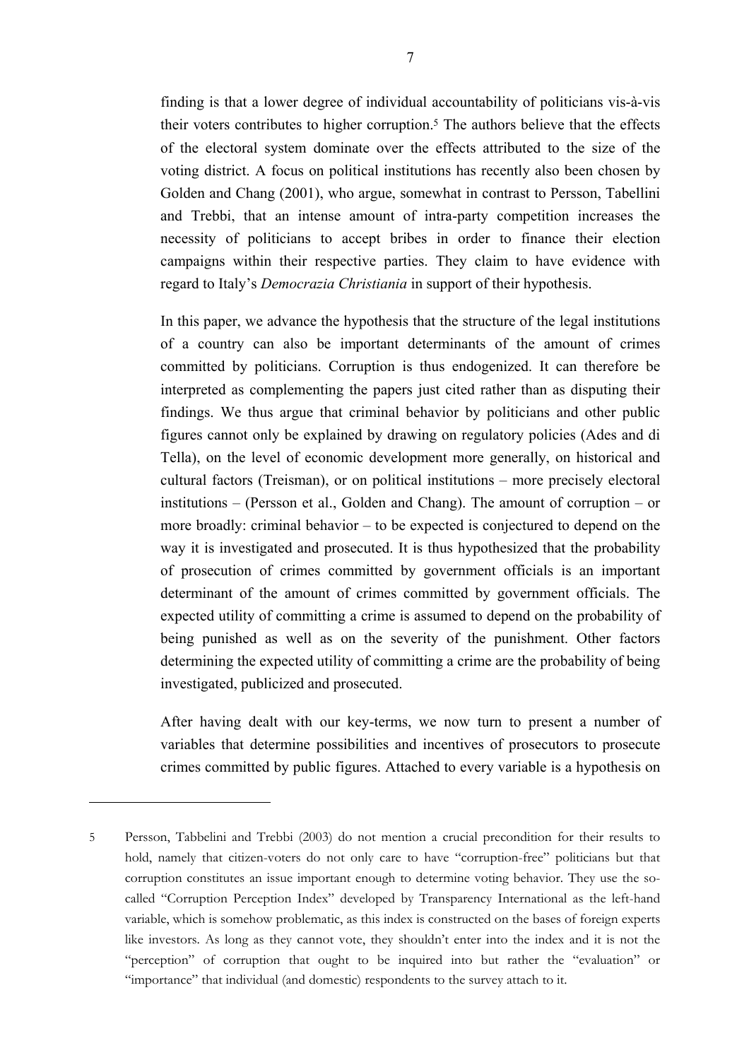finding is that a lower degree of individual accountability of politicians vis-à-vis their voters contributes to higher corruption.[5] The authors believe that the effects of the electoral system dominate over the effects attributed to the size of the voting district. A focus on political institutions has recently also been chosen by Golden and Chang (2001), who argue, somewhat in contrast to Persson, Tabellini and Trebbi, that an intense amount of intra-party competition increases the necessity of politicians to accept bribes in order to finance their election campaigns within their respective parties. They claim to have evidence with regard to Italy's *Democrazia Christiania* in support of their hypothesis.

In this paper, we advance the hypothesis that the structure of the legal institutions of a country can also be important determinants of the amount of crimes committed by politicians. Corruption is thus endogenized. It can therefore be interpreted as complementing the papers just cited rather than as disputing their findings. We thus argue that criminal behavior by politicians and other public figures cannot only be explained by drawing on regulatory policies (Ades and di Tella), on the level of economic development more generally, on historical and cultural factors (Treisman), or on political institutions – more precisely electoral institutions – (Persson et al., Golden and Chang). The amount of corruption – or more broadly: criminal behavior – to be expected is conjectured to depend on the way it is investigated and prosecuted. It is thus hypothesized that the probability of prosecution of crimes committed by government officials is an important determinant of the amount of crimes committed by government officials. The expected utility of committing a crime is assumed to depend on the probability of being punished as well as on the severity of the punishment. Other factors determining the expected utility of committing a crime are the probability of being investigated, publicized and prosecuted.

After having dealt with our key-terms, we now turn to present a number of variables that determine possibilities and incentives of prosecutors to prosecute crimes committed by public figures. Attached to every variable is a hypothesis on

---

5 Persson, Tabbelini and Trebbi (2003) do not mention a crucial precondition for their results to hold, namely that citizen-voters do not only care to have "corruption-free" politicians but that corruption constitutes an issue important enough to determine voting behavior. They use the so-called "Corruption Perception Index" developed by Transparency International as the left-hand variable, which is somehow problematic, as this index is constructed on the bases of foreign experts like investors. As long as they cannot vote, they shouldn't enter into the index and it is not the "perception" of corruption that ought to be inquired into but rather the "evaluation" or "importance" that individual (and domestic) respondents to the survey attach to it.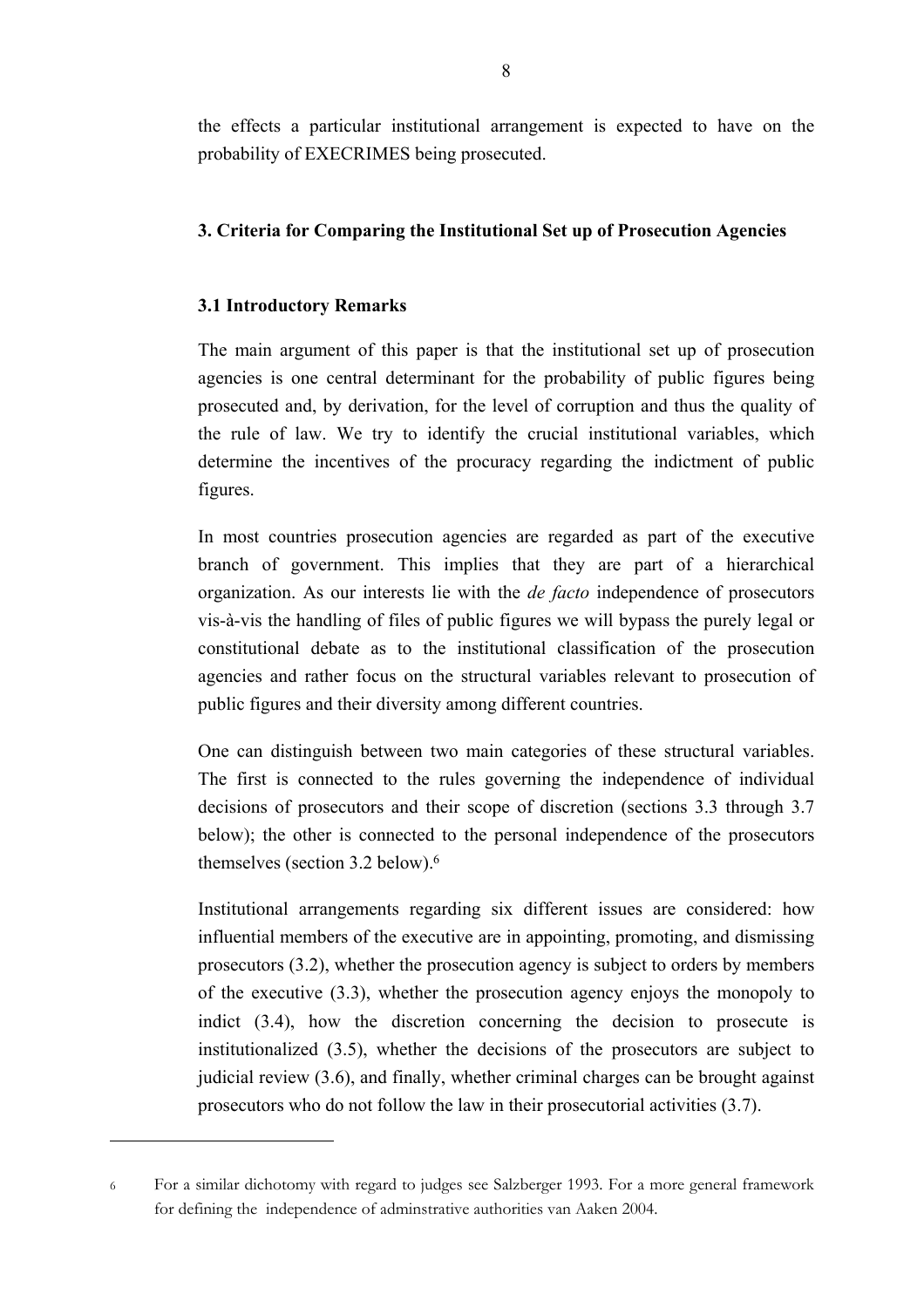the effects a particular institutional arrangement is expected to have on the probability of EXECRIMES being prosecuted.

## 3. Criteria for Comparing the Institutional Set up of Prosecution Agencies

### 3.1 Introductory Remarks

The main argument of this paper is that the institutional set up of prosecution agencies is one central determinant for the probability of public figures being prosecuted and, by derivation, for the level of corruption and thus the quality of the rule of law. We try to identify the crucial institutional variables, which determine the incentives of the procuracy regarding the indictment of public figures.

In most countries prosecution agencies are regarded as part of the executive branch of government. This implies that they are part of a hierarchical organization. As our interests lie with the *de facto* independence of prosecutors vis-à-vis the handling of files of public figures we will bypass the purely legal or constitutional debate as to the institutional classification of the prosecution agencies and rather focus on the structural variables relevant to prosecution of public figures and their diversity among different countries.

One can distinguish between two main categories of these structural variables. The first is connected to the rules governing the independence of individual decisions of prosecutors and their scope of discretion (sections 3.3 through 3.7 below); the other is connected to the personal independence of the prosecutors themselves (section 3.2 below).[6]

Institutional arrangements regarding six different issues are considered: how influential members of the executive are in appointing, promoting, and dismissing prosecutors (3.2), whether the prosecution agency is subject to orders by members of the executive (3.3), whether the prosecution agency enjoys the monopoly to indict (3.4), how the discretion concerning the decision to prosecute is institutionalized (3.5), whether the decisions of the prosecutors are subject to judicial review (3.6), and finally, whether criminal charges can be brought against prosecutors who do not follow the law in their prosecutorial activities (3.7).

---

[6] For a similar dichotomy with regard to judges see Salzberger 1993. For a more general framework for defining the independence of adminstrative authorities van Aaken 2004.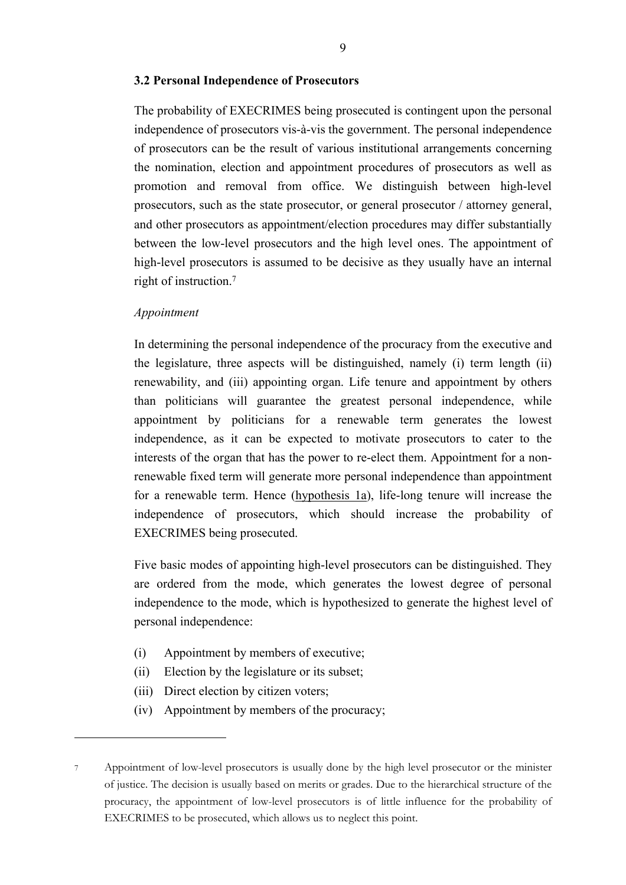### 3.2 Personal Independence of Prosecutors

The probability of EXECRIMES being prosecuted is contingent upon the personal independence of prosecutors vis-à-vis the government. The personal independence of prosecutors can be the result of various institutional arrangements concerning the nomination, election and appointment procedures of prosecutors as well as promotion and removal from office. We distinguish between high-level prosecutors, such as the state prosecutor, or general prosecutor / attorney general, and other prosecutors as appointment/election procedures may differ substantially between the low-level prosecutors and the high level ones. The appointment of high-level prosecutors is assumed to be decisive as they usually have an internal right of instruction.[7]

*Appointment*

In determining the personal independence of the procuracy from the executive and the legislature, three aspects will be distinguished, namely (i) term length (ii) renewability, and (iii) appointing organ. Life tenure and appointment by others than politicians will guarantee the greatest personal independence, while appointment by politicians for a renewable term generates the lowest independence, as it can be expected to motivate prosecutors to cater to the interests of the organ that has the power to re-elect them. Appointment for a non-renewable fixed term will generate more personal independence than appointment for a renewable term. Hence (hypothesis 1a), life-long tenure will increase the independence of prosecutors, which should increase the probability of EXECRIMES being prosecuted.

Five basic modes of appointing high-level prosecutors can be distinguished. They are ordered from the mode, which generates the lowest degree of personal independence to the mode, which is hypothesized to generate the highest level of personal independence:

(i) Appointment by members of executive;
(ii) Election by the legislature or its subset;
(iii) Direct election by citizen voters;
(iv) Appointment by members of the procuracy;

[7] Appointment of low-level prosecutors is usually done by the high level prosecutor or the minister of justice. The decision is usually based on merits or grades. Due to the hierarchical structure of the procuracy, the appointment of low-level prosecutors is of little influence for the probability of EXECRIMES to be prosecuted, which allows us to neglect this point.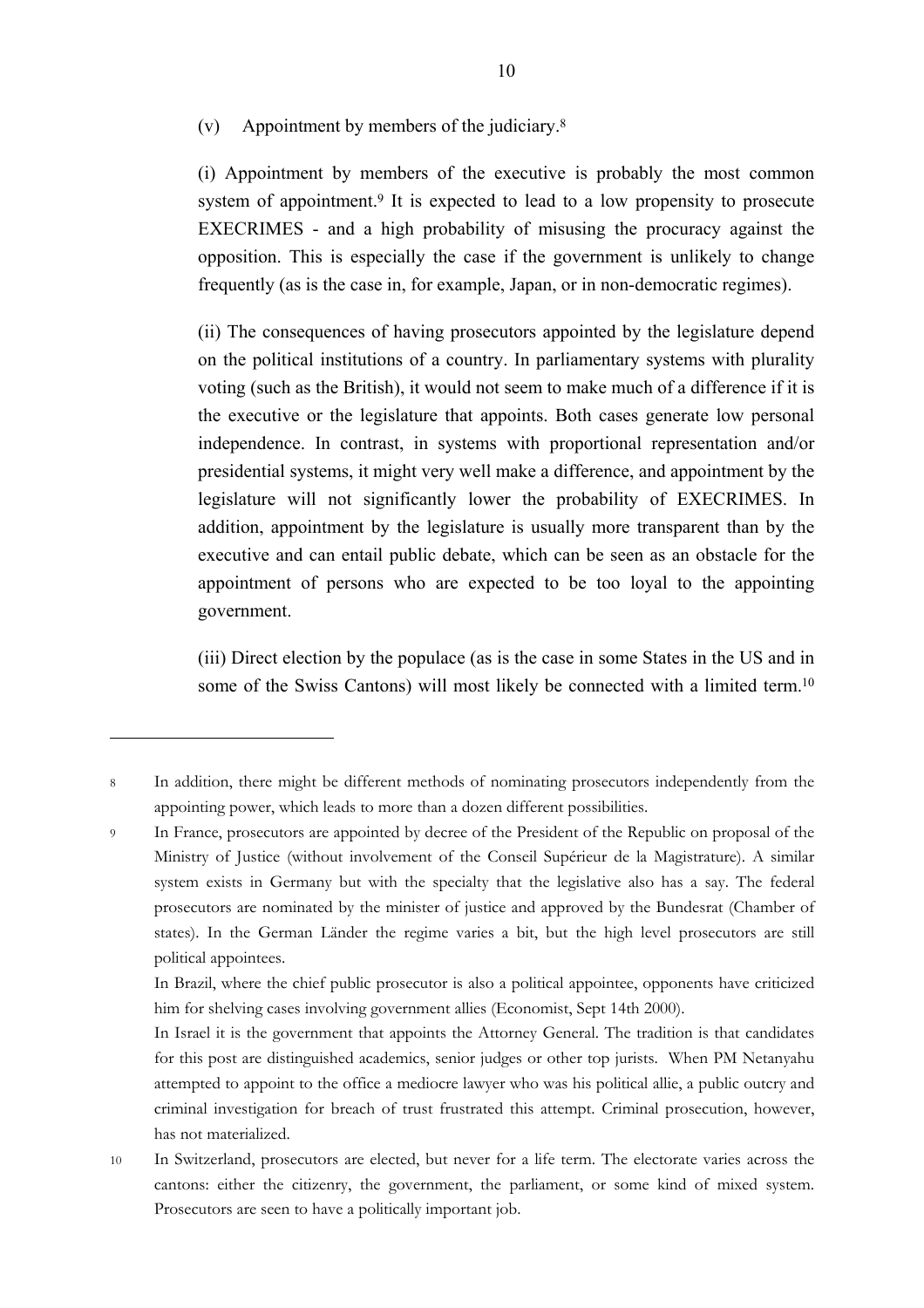(v) Appointment by members of the judiciary.[8]

(i) Appointment by members of the executive is probably the most common system of appointment.[9] It is expected to lead to a low propensity to prosecute EXECRIMES - and a high probability of misusing the procuracy against the opposition. This is especially the case if the government is unlikely to change frequently (as is the case in, for example, Japan, or in non-democratic regimes).

(ii) The consequences of having prosecutors appointed by the legislature depend on the political institutions of a country. In parliamentary systems with plurality voting (such as the British), it would not seem to make much of a difference if it is the executive or the legislature that appoints. Both cases generate low personal independence. In contrast, in systems with proportional representation and/or presidential systems, it might very well make a difference, and appointment by the legislature will not significantly lower the probability of EXECRIMES. In addition, appointment by the legislature is usually more transparent than by the executive and can entail public debate, which can be seen as an obstacle for the appointment of persons who are expected to be too loyal to the appointing government.

(iii) Direct election by the populace (as is the case in some States in the US and in some of the Swiss Cantons) will most likely be connected with a limited term.[10]

---

[8] In addition, there might be different methods of nominating prosecutors independently from the appointing power, which leads to more than a dozen different possibilities.

[9] In France, prosecutors are appointed by decree of the President of the Republic on proposal of the Ministry of Justice (without involvement of the Conseil Supérieur de la Magistrature). A similar system exists in Germany but with the specialty that the legislative also has a say. The federal prosecutors are nominated by the minister of justice and approved by the Bundesrat (Chamber of states). In the German Länder the regime varies a bit, but the high level prosecutors are still political appointees.

In Brazil, where the chief public prosecutor is also a political appointee, opponents have criticized him for shelving cases involving government allies (Economist, Sept 14th 2000).

In Israel it is the government that appoints the Attorney General. The tradition is that candidates for this post are distinguished academics, senior judges or other top jurists. When PM Netanyahu attempted to appoint to the office a mediocre lawyer who was his political allie, a public outcry and criminal investigation for breach of trust frustrated this attempt. Criminal prosecution, however, has not materialized.

[10] In Switzerland, prosecutors are elected, but never for a life term. The electorate varies across the cantons: either the citizenry, the government, the parliament, or some kind of mixed system. Prosecutors are seen to have a politically important job.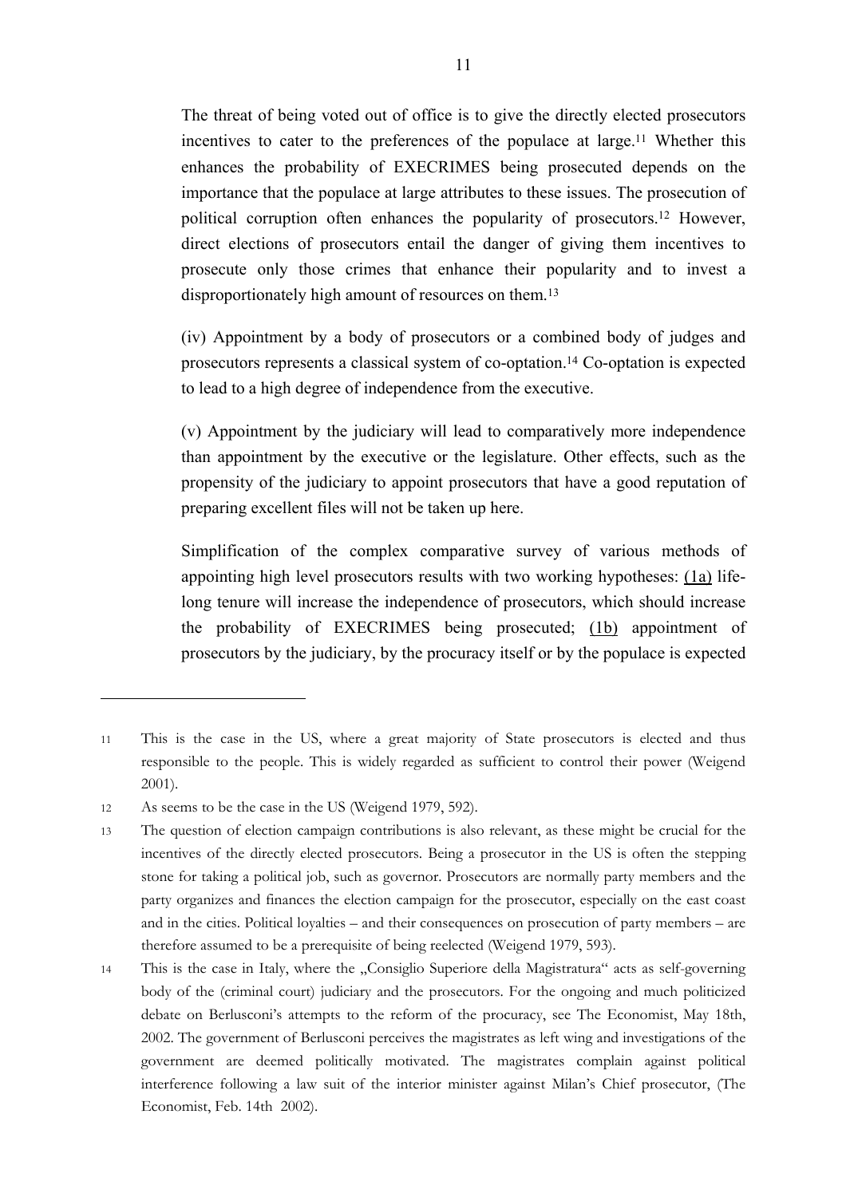The threat of being voted out of office is to give the directly elected prosecutors incentives to cater to the preferences of the populace at large.[11] Whether this enhances the probability of EXECRIMES being prosecuted depends on the importance that the populace at large attributes to these issues. The prosecution of political corruption often enhances the popularity of prosecutors.[12] However, direct elections of prosecutors entail the danger of giving them incentives to prosecute only those crimes that enhance their popularity and to invest a disproportionately high amount of resources on them.[13]

(iv) Appointment by a body of prosecutors or a combined body of judges and prosecutors represents a classical system of co-optation.[14] Co-optation is expected to lead to a high degree of independence from the executive.

(v) Appointment by the judiciary will lead to comparatively more independence than appointment by the executive or the legislature. Other effects, such as the propensity of the judiciary to appoint prosecutors that have a good reputation of preparing excellent files will not be taken up here.

Simplification of the complex comparative survey of various methods of appointing high level prosecutors results with two working hypotheses: <u>(1a)</u> life-long tenure will increase the independence of prosecutors, which should increase the probability of EXECRIMES being prosecuted; <u>(1b)</u> appointment of prosecutors by the judiciary, by the procuracy itself or by the populace is expected

---

11 This is the case in the US, where a great majority of State prosecutors is elected and thus responsible to the people. This is widely regarded as sufficient to control their power (Weigend 2001).

12 As seems to be the case in the US (Weigend 1979, 592).

13 The question of election campaign contributions is also relevant, as these might be crucial for the incentives of the directly elected prosecutors. Being a prosecutor in the US is often the stepping stone for taking a political job, such as governor. Prosecutors are normally party members and the party organizes and finances the election campaign for the prosecutor, especially on the east coast and in the cities. Political loyalties – and their consequences on prosecution of party members – are therefore assumed to be a prerequisite of being reelected (Weigend 1979, 593).

14 This is the case in Italy, where the „Consiglio Superiore della Magistratura" acts as self-governing body of the (criminal court) judiciary and the prosecutors. For the ongoing and much politicized debate on Berlusconi's attempts to the reform of the procuracy, see The Economist, May 18th, 2002. The government of Berlusconi perceives the magistrates as left wing and investigations of the government are deemed politically motivated. The magistrates complain against political interference following a law suit of the interior minister against Milan's Chief prosecutor, (The Economist, Feb. 14th 2002).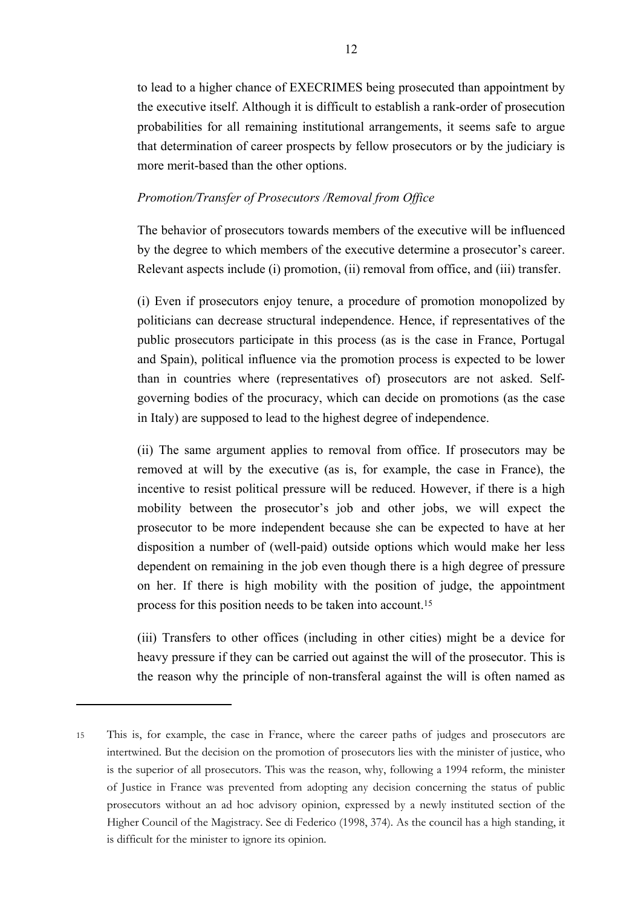to lead to a higher chance of EXECRIMES being prosecuted than appointment by the executive itself. Although it is difficult to establish a rank-order of prosecution probabilities for all remaining institutional arrangements, it seems safe to argue that determination of career prospects by fellow prosecutors or by the judiciary is more merit-based than the other options.

*Promotion/Transfer of Prosecutors /Removal from Office*

The behavior of prosecutors towards members of the executive will be influenced by the degree to which members of the executive determine a prosecutor's career. Relevant aspects include (i) promotion, (ii) removal from office, and (iii) transfer.

(i) Even if prosecutors enjoy tenure, a procedure of promotion monopolized by politicians can decrease structural independence. Hence, if representatives of the public prosecutors participate in this process (as is the case in France, Portugal and Spain), political influence via the promotion process is expected to be lower than in countries where (representatives of) prosecutors are not asked. Self-governing bodies of the procuracy, which can decide on promotions (as the case in Italy) are supposed to lead to the highest degree of independence.

(ii) The same argument applies to removal from office. If prosecutors may be removed at will by the executive (as is, for example, the case in France), the incentive to resist political pressure will be reduced. However, if there is a high mobility between the prosecutor's job and other jobs, we will expect the prosecutor to be more independent because she can be expected to have at her disposition a number of (well-paid) outside options which would make her less dependent on remaining in the job even though there is a high degree of pressure on her. If there is high mobility with the position of judge, the appointment process for this position needs to be taken into account.[15]

(iii) Transfers to other offices (including in other cities) might be a device for heavy pressure if they can be carried out against the will of the prosecutor. This is the reason why the principle of non-transferal against the will is often named as

---

[15] This is, for example, the case in France, where the career paths of judges and prosecutors are intertwined. But the decision on the promotion of prosecutors lies with the minister of justice, who is the superior of all prosecutors. This was the reason, why, following a 1994 reform, the minister of Justice in France was prevented from adopting any decision concerning the status of public prosecutors without an ad hoc advisory opinion, expressed by a newly instituted section of the Higher Council of the Magistracy. See di Federico (1998, 374). As the council has a high standing, it is difficult for the minister to ignore its opinion.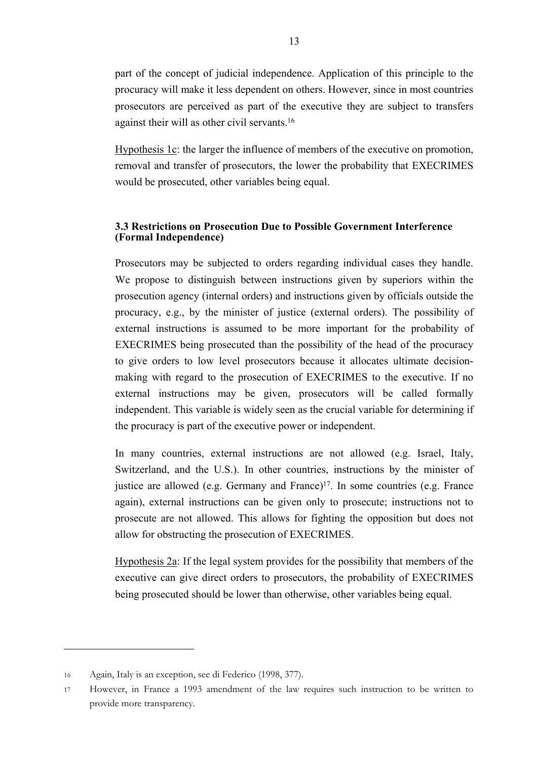part of the concept of judicial independence. Application of this principle to the procuracy will make it less dependent on others. However, since in most countries prosecutors are perceived as part of the executive they are subject to transfers against their will as other civil servants.[16]

Hypothesis 1c: the larger the influence of members of the executive on promotion, removal and transfer of prosecutors, the lower the probability that EXECRIMES would be prosecuted, other variables being equal.

### 3.3 Restrictions on Prosecution Due to Possible Government Interference (Formal Independence)

Prosecutors may be subjected to orders regarding individual cases they handle. We propose to distinguish between instructions given by superiors within the prosecution agency (internal orders) and instructions given by officials outside the procuracy, e.g., by the minister of justice (external orders). The possibility of external instructions is assumed to be more important for the probability of EXECRIMES being prosecuted than the possibility of the head of the procuracy to give orders to low level prosecutors because it allocates ultimate decision-making with regard to the prosecution of EXECRIMES to the executive. If no external instructions may be given, prosecutors will be called formally independent. This variable is widely seen as the crucial variable for determining if the procuracy is part of the executive power or independent.

In many countries, external instructions are not allowed (e.g. Israel, Italy, Switzerland, and the U.S.). In other countries, instructions by the minister of justice are allowed (e.g. Germany and France)[17]. In some countries (e.g. France again), external instructions can be given only to prosecute; instructions not to prosecute are not allowed. This allows for fighting the opposition but does not allow for obstructing the prosecution of EXECRIMES.

Hypothesis 2a: If the legal system provides for the possibility that members of the executive can give direct orders to prosecutors, the probability of EXECRIMES being prosecuted should be lower than otherwise, other variables being equal.

---

[16] Again, Italy is an exception, see di Federico (1998, 377).

[17] However, in France a 1993 amendment of the law requires such instruction to be written to provide more transparency.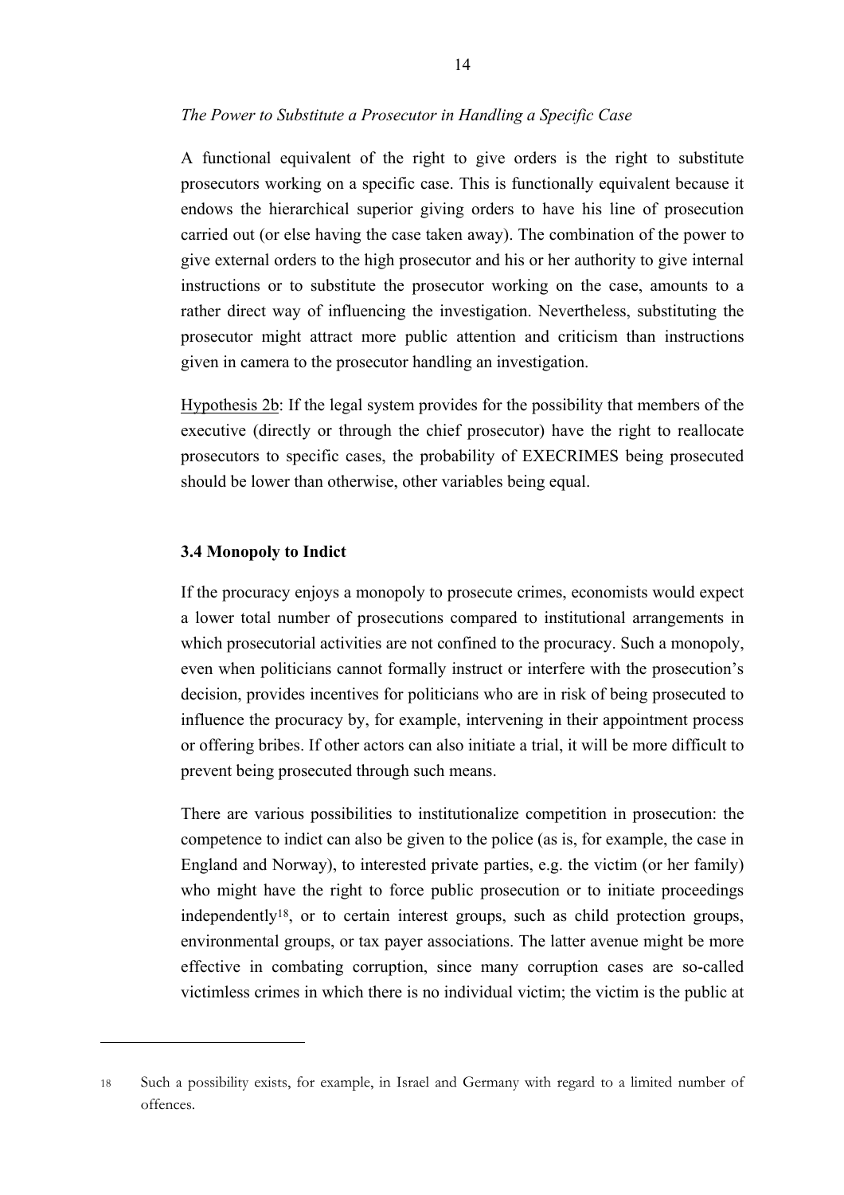*The Power to Substitute a Prosecutor in Handling a Specific Case*

A functional equivalent of the right to give orders is the right to substitute prosecutors working on a specific case. This is functionally equivalent because it endows the hierarchical superior giving orders to have his line of prosecution carried out (or else having the case taken away). The combination of the power to give external orders to the high prosecutor and his or her authority to give internal instructions or to substitute the prosecutor working on the case, amounts to a rather direct way of influencing the investigation. Nevertheless, substituting the prosecutor might attract more public attention and criticism than instructions given in camera to the prosecutor handling an investigation.

Hypothesis 2b: If the legal system provides for the possibility that members of the executive (directly or through the chief prosecutor) have the right to reallocate prosecutors to specific cases, the probability of EXECRIMES being prosecuted should be lower than otherwise, other variables being equal.

### 3.4 Monopoly to Indict

If the procuracy enjoys a monopoly to prosecute crimes, economists would expect a lower total number of prosecutions compared to institutional arrangements in which prosecutorial activities are not confined to the procuracy. Such a monopoly, even when politicians cannot formally instruct or interfere with the prosecution's decision, provides incentives for politicians who are in risk of being prosecuted to influence the procuracy by, for example, intervening in their appointment process or offering bribes. If other actors can also initiate a trial, it will be more difficult to prevent being prosecuted through such means.

There are various possibilities to institutionalize competition in prosecution: the competence to indict can also be given to the police (as is, for example, the case in England and Norway), to interested private parties, e.g. the victim (or her family) who might have the right to force public prosecution or to initiate proceedings independently[18], or to certain interest groups, such as child protection groups, environmental groups, or tax payer associations. The latter avenue might be more effective in combating corruption, since many corruption cases are so-called victimless crimes in which there is no individual victim; the victim is the public at

---

[18] Such a possibility exists, for example, in Israel and Germany with regard to a limited number of offences.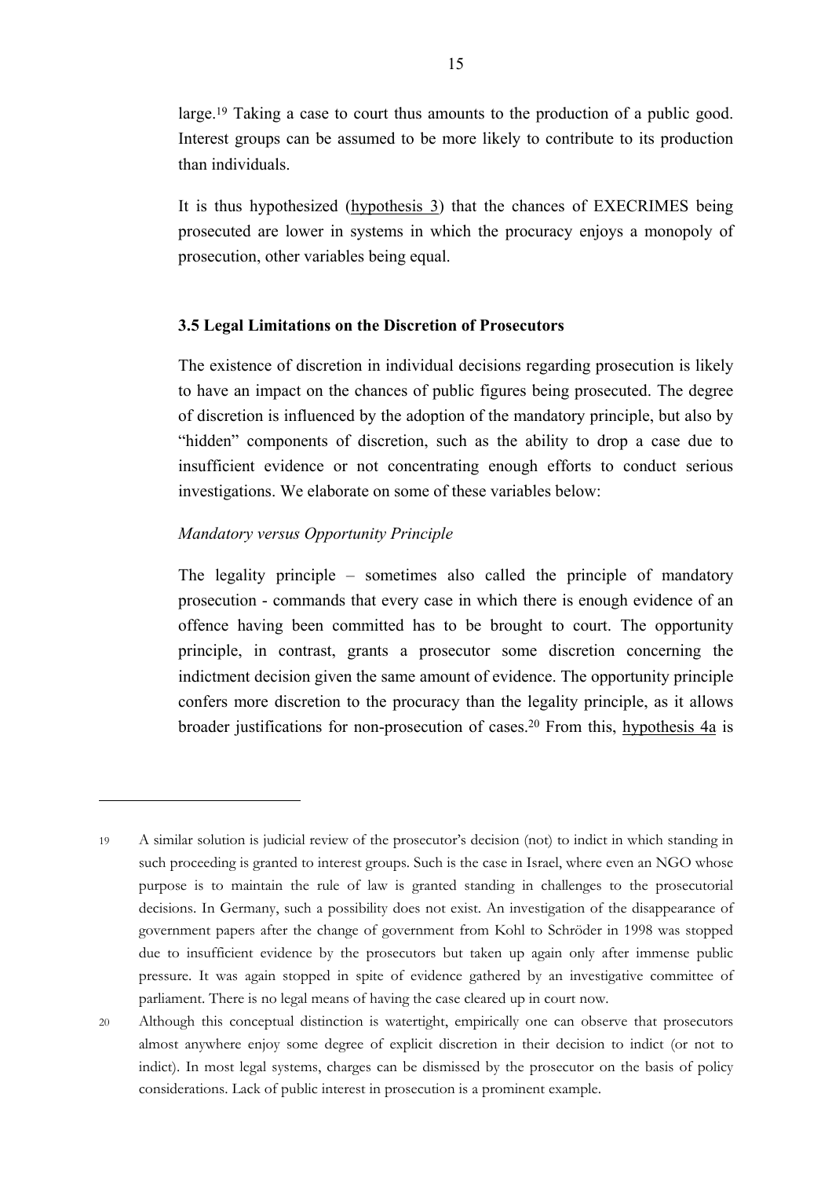large.[19] Taking a case to court thus amounts to the production of a public good. Interest groups can be assumed to be more likely to contribute to its production than individuals.

It is thus hypothesized (<u>hypothesis 3</u>) that the chances of EXECRIMES being prosecuted are lower in systems in which the procuracy enjoys a monopoly of prosecution, other variables being equal.

### 3.5 Legal Limitations on the Discretion of Prosecutors

The existence of discretion in individual decisions regarding prosecution is likely to have an impact on the chances of public figures being prosecuted. The degree of discretion is influenced by the adoption of the mandatory principle, but also by "hidden" components of discretion, such as the ability to drop a case due to insufficient evidence or not concentrating enough efforts to conduct serious investigations. We elaborate on some of these variables below:

*Mandatory versus Opportunity Principle*

The legality principle – sometimes also called the principle of mandatory prosecution - commands that every case in which there is enough evidence of an offence having been committed has to be brought to court. The opportunity principle, in contrast, grants a prosecutor some discretion concerning the indictment decision given the same amount of evidence. The opportunity principle confers more discretion to the procuracy than the legality principle, as it allows broader justifications for non-prosecution of cases.[20] From this, <u>hypothesis 4a</u> is

---

[19] A similar solution is judicial review of the prosecutor's decision (not) to indict in which standing in such proceeding is granted to interest groups. Such is the case in Israel, where even an NGO whose purpose is to maintain the rule of law is granted standing in challenges to the prosecutorial decisions. In Germany, such a possibility does not exist. An investigation of the disappearance of government papers after the change of government from Kohl to Schröder in 1998 was stopped due to insufficient evidence by the prosecutors but taken up again only after immense public pressure. It was again stopped in spite of evidence gathered by an investigative committee of parliament. There is no legal means of having the case cleared up in court now.

[20] Although this conceptual distinction is watertight, empirically one can observe that prosecutors almost anywhere enjoy some degree of explicit discretion in their decision to indict (or not to indict). In most legal systems, charges can be dismissed by the prosecutor on the basis of policy considerations. Lack of public interest in prosecution is a prominent example.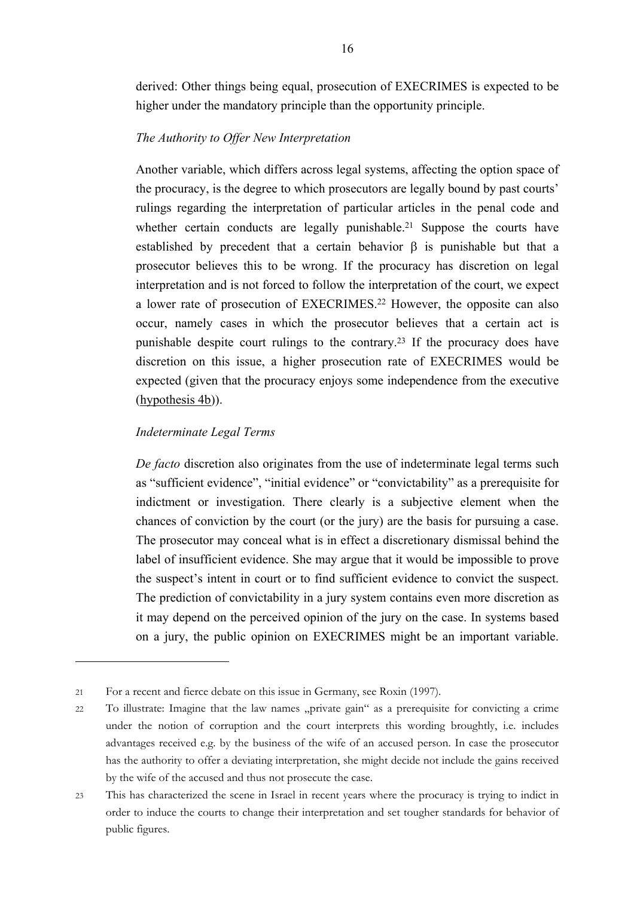derived: Other things being equal, prosecution of EXECRIMES is expected to be higher under the mandatory principle than the opportunity principle.

*The Authority to Offer New Interpretation*

Another variable, which differs across legal systems, affecting the option space of the procuracy, is the degree to which prosecutors are legally bound by past courts' rulings regarding the interpretation of particular articles in the penal code and whether certain conducts are legally punishable.[21] Suppose the courts have established by precedent that a certain behavior $\beta$ is punishable but that a prosecutor believes this to be wrong. If the procuracy has discretion on legal interpretation and is not forced to follow the interpretation of the court, we expect a lower rate of prosecution of EXECRIMES.[22] However, the opposite can also occur, namely cases in which the prosecutor believes that a certain act is punishable despite court rulings to the contrary.[23] If the procuracy does have discretion on this issue, a higher prosecution rate of EXECRIMES would be expected (given that the procuracy enjoys some independence from the executive (hypothesis 4b)).

*Indeterminate Legal Terms*

*De facto* discretion also originates from the use of indeterminate legal terms such as "sufficient evidence", "initial evidence" or "convictability" as a prerequisite for indictment or investigation. There clearly is a subjective element when the chances of conviction by the court (or the jury) are the basis for pursuing a case. The prosecutor may conceal what is in effect a discretionary dismissal behind the label of insufficient evidence. She may argue that it would be impossible to prove the suspect's intent in court or to find sufficient evidence to convict the suspect. The prediction of convictability in a jury system contains even more discretion as it may depend on the perceived opinion of the jury on the case. In systems based on a jury, the public opinion on EXECRIMES might be an important variable.

---

21 For a recent and fierce debate on this issue in Germany, see Roxin (1997).

22 To illustrate: Imagine that the law names „private gain" as a prerequisite for convicting a crime under the notion of corruption and the court interprets this wording broughtly, i.e. includes advantages received e.g. by the business of the wife of an accused person. In case the prosecutor has the authority to offer a deviating interpretation, she might decide not include the gains received by the wife of the accused and thus not prosecute the case.

23 This has characterized the scene in Israel in recent years where the procuracy is trying to indict in order to induce the courts to change their interpretation and set tougher standards for behavior of public figures.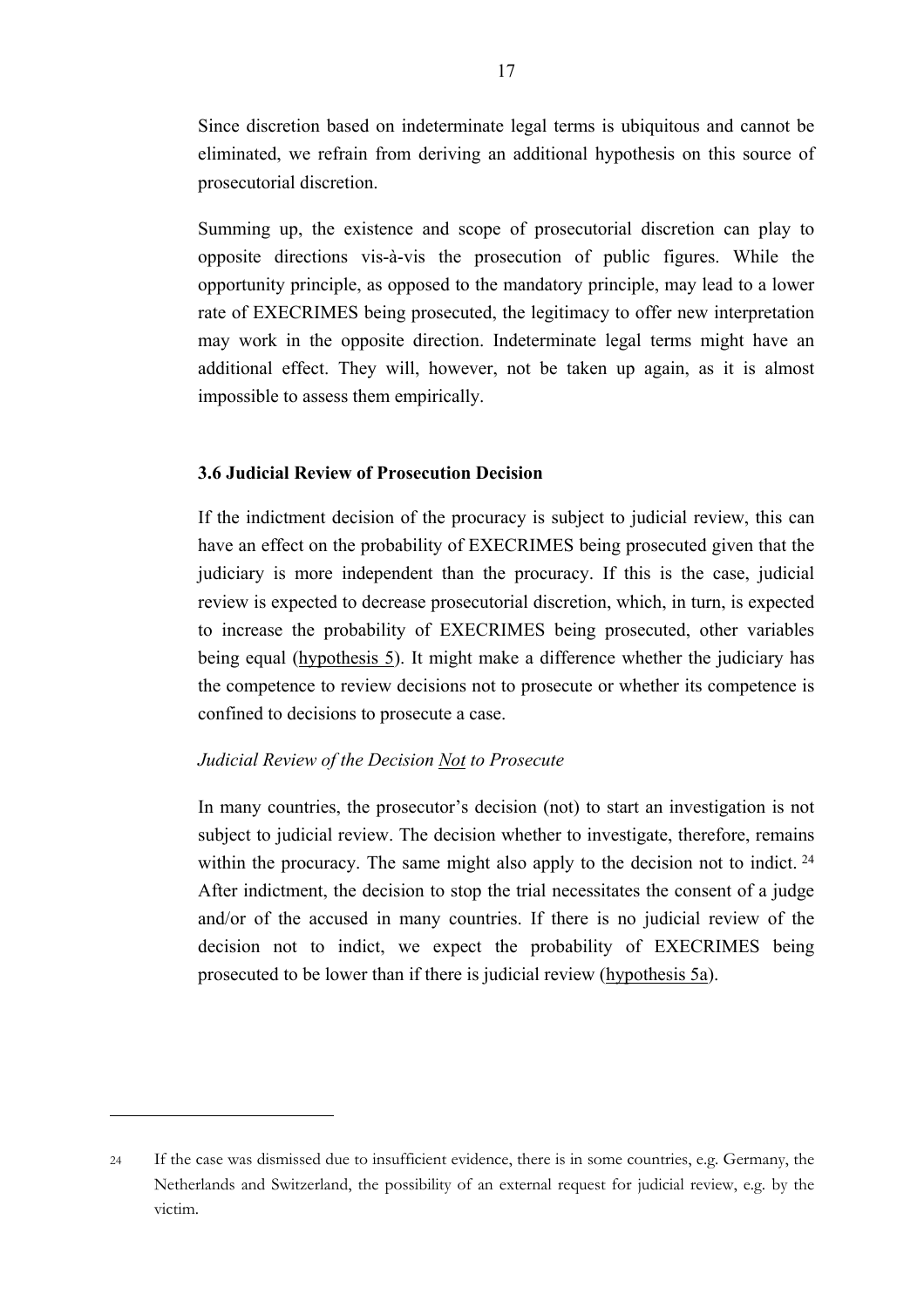Since discretion based on indeterminate legal terms is ubiquitous and cannot be eliminated, we refrain from deriving an additional hypothesis on this source of prosecutorial discretion.

Summing up, the existence and scope of prosecutorial discretion can play to opposite directions vis-à-vis the prosecution of public figures. While the opportunity principle, as opposed to the mandatory principle, may lead to a lower rate of EXECRIMES being prosecuted, the legitimacy to offer new interpretation may work in the opposite direction. Indeterminate legal terms might have an additional effect. They will, however, not be taken up again, as it is almost impossible to assess them empirically.

### 3.6 Judicial Review of Prosecution Decision

If the indictment decision of the procuracy is subject to judicial review, this can have an effect on the probability of EXECRIMES being prosecuted given that the judiciary is more independent than the procuracy. If this is the case, judicial review is expected to decrease prosecutorial discretion, which, in turn, is expected to increase the probability of EXECRIMES being prosecuted, other variables being equal (<u>hypothesis 5</u>). It might make a difference whether the judiciary has the competence to review decisions not to prosecute or whether its competence is confined to decisions to prosecute a case.

*Judicial Review of the Decision <u>Not</u> to Prosecute*

In many countries, the prosecutor's decision (not) to start an investigation is not subject to judicial review. The decision whether to investigate, therefore, remains within the procuracy. The same might also apply to the decision not to indict.[24] After indictment, the decision to stop the trial necessitates the consent of a judge and/or of the accused in many countries. If there is no judicial review of the decision not to indict, we expect the probability of EXECRIMES being prosecuted to be lower than if there is judicial review (<u>hypothesis 5a</u>).

---

[24] If the case was dismissed due to insufficient evidence, there is in some countries, e.g. Germany, the Netherlands and Switzerland, the possibility of an external request for judicial review, e.g. by the victim.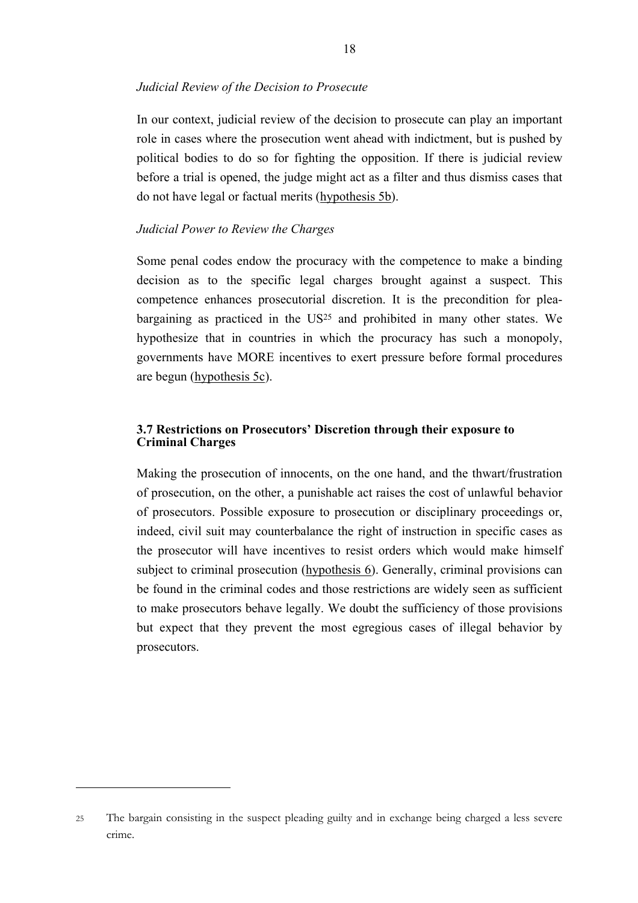*Judicial Review of the Decision to Prosecute*

In our context, judicial review of the decision to prosecute can play an important role in cases where the prosecution went ahead with indictment, but is pushed by political bodies to do so for fighting the opposition. If there is judicial review before a trial is opened, the judge might act as a filter and thus dismiss cases that do not have legal or factual merits (hypothesis 5b).

*Judicial Power to Review the Charges*

Some penal codes endow the procuracy with the competence to make a binding decision as to the specific legal charges brought against a suspect. This competence enhances prosecutorial discretion. It is the precondition for plea-bargaining as practiced in the US[25] and prohibited in many other states. We hypothesize that in countries in which the procuracy has such a monopoly, governments have MORE incentives to exert pressure before formal procedures are begun (hypothesis 5c).

### 3.7 Restrictions on Prosecutors' Discretion through their exposure to Criminal Charges

Making the prosecution of innocents, on the one hand, and the thwart/frustration of prosecution, on the other, a punishable act raises the cost of unlawful behavior of prosecutors. Possible exposure to prosecution or disciplinary proceedings or, indeed, civil suit may counterbalance the right of instruction in specific cases as the prosecutor will have incentives to resist orders which would make himself subject to criminal prosecution (hypothesis 6). Generally, criminal provisions can be found in the criminal codes and those restrictions are widely seen as sufficient to make prosecutors behave legally. We doubt the sufficiency of those provisions but expect that they prevent the most egregious cases of illegal behavior by prosecutors.

---

[25] The bargain consisting in the suspect pleading guilty and in exchange being charged a less severe crime.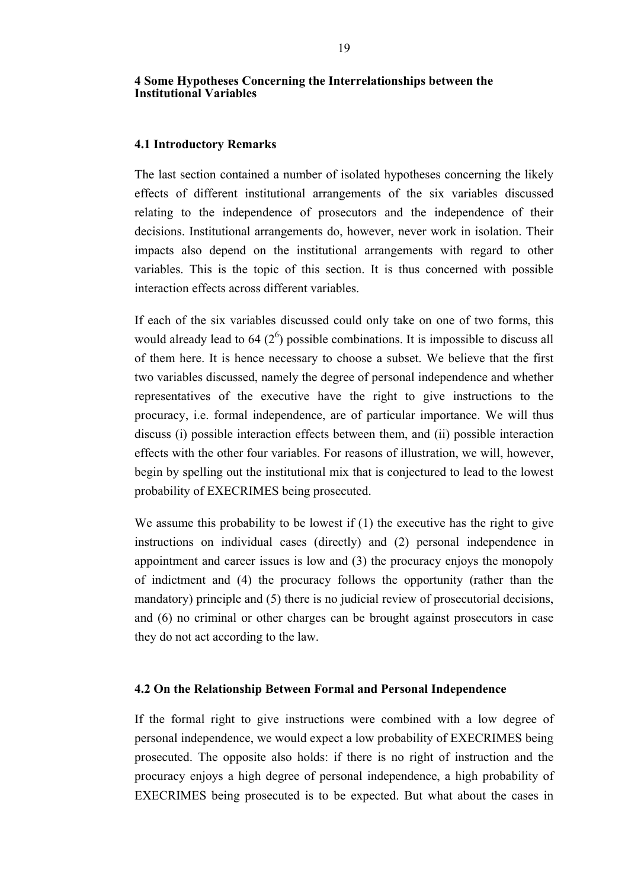## 4 Some Hypotheses Concerning the Interrelationships between the Institutional Variables

### 4.1 Introductory Remarks

The last section contained a number of isolated hypotheses concerning the likely effects of different institutional arrangements of the six variables discussed relating to the independence of prosecutors and the independence of their decisions. Institutional arrangements do, however, never work in isolation. Their impacts also depend on the institutional arrangements with regard to other variables. This is the topic of this section. It is thus concerned with possible interaction effects across different variables.

If each of the six variables discussed could only take on one of two forms, this would already lead to 64 ($2^6$) possible combinations. It is impossible to discuss all of them here. It is hence necessary to choose a subset. We believe that the first two variables discussed, namely the degree of personal independence and whether representatives of the executive have the right to give instructions to the procuracy, i.e. formal independence, are of particular importance. We will thus discuss (i) possible interaction effects between them, and (ii) possible interaction effects with the other four variables. For reasons of illustration, we will, however, begin by spelling out the institutional mix that is conjectured to lead to the lowest probability of EXECRIMES being prosecuted.

We assume this probability to be lowest if (1) the executive has the right to give instructions on individual cases (directly) and (2) personal independence in appointment and career issues is low and (3) the procuracy enjoys the monopoly of indictment and (4) the procuracy follows the opportunity (rather than the mandatory) principle and (5) there is no judicial review of prosecutorial decisions, and (6) no criminal or other charges can be brought against prosecutors in case they do not act according to the law.

### 4.2 On the Relationship Between Formal and Personal Independence

If the formal right to give instructions were combined with a low degree of personal independence, we would expect a low probability of EXECRIMES being prosecuted. The opposite also holds: if there is no right of instruction and the procuracy enjoys a high degree of personal independence, a high probability of EXECRIMES being prosecuted is to be expected. But what about the cases in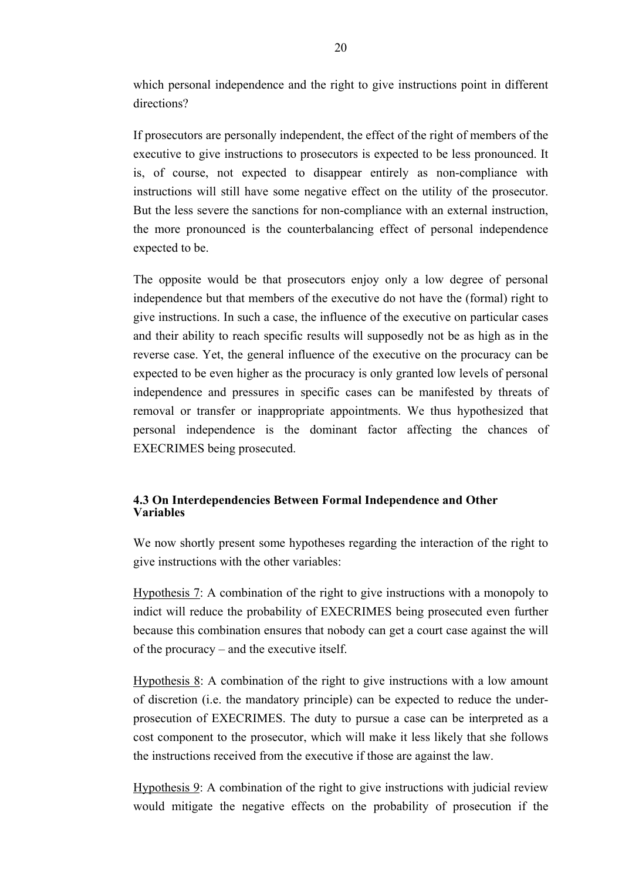which personal independence and the right to give instructions point in different directions?

If prosecutors are personally independent, the effect of the right of members of the executive to give instructions to prosecutors is expected to be less pronounced. It is, of course, not expected to disappear entirely as non-compliance with instructions will still have some negative effect on the utility of the prosecutor. But the less severe the sanctions for non-compliance with an external instruction, the more pronounced is the counterbalancing effect of personal independence expected to be.

The opposite would be that prosecutors enjoy only a low degree of personal independence but that members of the executive do not have the (formal) right to give instructions. In such a case, the influence of the executive on particular cases and their ability to reach specific results will supposedly not be as high as in the reverse case. Yet, the general influence of the executive on the procuracy can be expected to be even higher as the procuracy is only granted low levels of personal independence and pressures in specific cases can be manifested by threats of removal or transfer or inappropriate appointments. We thus hypothesized that personal independence is the dominant factor affecting the chances of EXECRIMES being prosecuted.

### 4.3 On Interdependencies Between Formal Independence and Other Variables

We now shortly present some hypotheses regarding the interaction of the right to give instructions with the other variables:

Hypothesis 7: A combination of the right to give instructions with a monopoly to indict will reduce the probability of EXECRIMES being prosecuted even further because this combination ensures that nobody can get a court case against the will of the procuracy – and the executive itself.

Hypothesis 8: A combination of the right to give instructions with a low amount of discretion (i.e. the mandatory principle) can be expected to reduce the under-prosecution of EXECRIMES. The duty to pursue a case can be interpreted as a cost component to the prosecutor, which will make it less likely that she follows the instructions received from the executive if those are against the law.

Hypothesis 9: A combination of the right to give instructions with judicial review would mitigate the negative effects on the probability of prosecution if the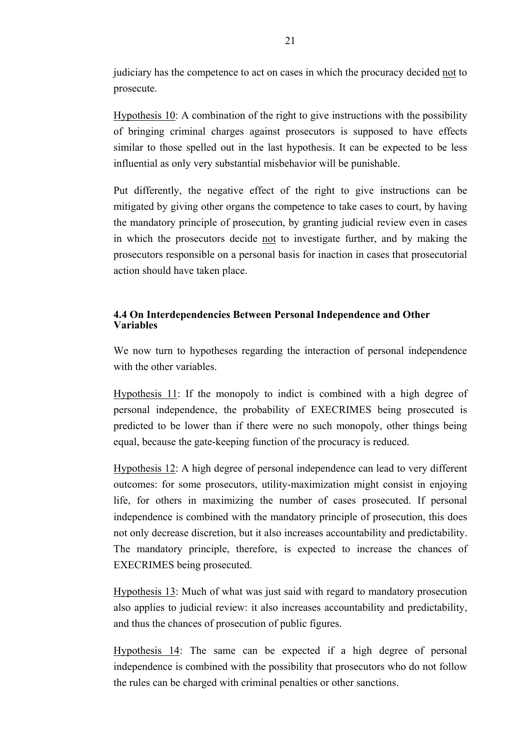judiciary has the competence to act on cases in which the procuracy decided <u>not</u> to prosecute.

<u>Hypothesis 10</u>: A combination of the right to give instructions with the possibility of bringing criminal charges against prosecutors is supposed to have effects similar to those spelled out in the last hypothesis. It can be expected to be less influential as only very substantial misbehavior will be punishable.

Put differently, the negative effect of the right to give instructions can be mitigated by giving other organs the competence to take cases to court, by having the mandatory principle of prosecution, by granting judicial review even in cases in which the prosecutors decide <u>not</u> to investigate further, and by making the prosecutors responsible on a personal basis for inaction in cases that prosecutorial action should have taken place.

### 4.4 On Interdependencies Between Personal Independence and Other Variables

We now turn to hypotheses regarding the interaction of personal independence with the other variables.

<u>Hypothesis 11</u>: If the monopoly to indict is combined with a high degree of personal independence, the probability of EXECRIMES being prosecuted is predicted to be lower than if there were no such monopoly, other things being equal, because the gate-keeping function of the procuracy is reduced.

<u>Hypothesis 12</u>: A high degree of personal independence can lead to very different outcomes: for some prosecutors, utility-maximization might consist in enjoying life, for others in maximizing the number of cases prosecuted. If personal independence is combined with the mandatory principle of prosecution, this does not only decrease discretion, but it also increases accountability and predictability. The mandatory principle, therefore, is expected to increase the chances of EXECRIMES being prosecuted.

<u>Hypothesis 13</u>: Much of what was just said with regard to mandatory prosecution also applies to judicial review: it also increases accountability and predictability, and thus the chances of prosecution of public figures.

<u>Hypothesis 14</u>: The same can be expected if a high degree of personal independence is combined with the possibility that prosecutors who do not follow the rules can be charged with criminal penalties or other sanctions.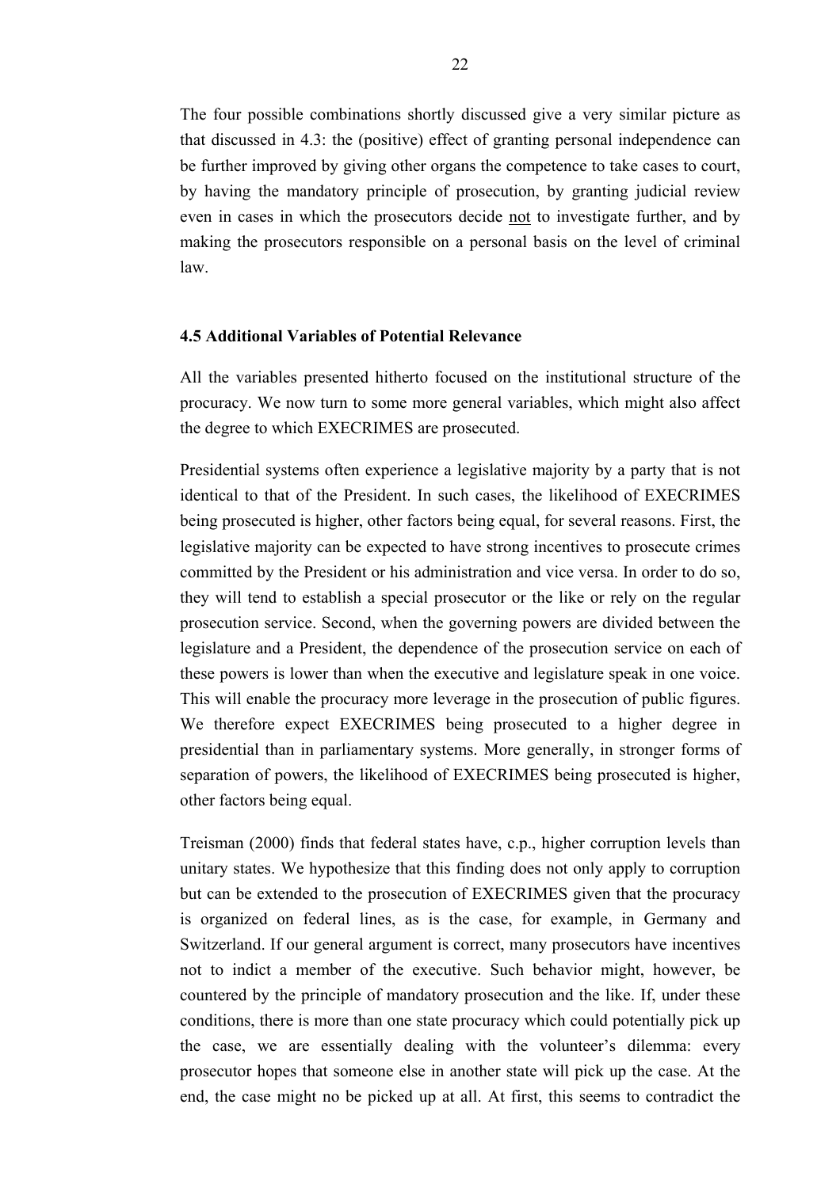The four possible combinations shortly discussed give a very similar picture as that discussed in 4.3: the (positive) effect of granting personal independence can be further improved by giving other organs the competence to take cases to court, by having the mandatory principle of prosecution, by granting judicial review even in cases in which the prosecutors decide <u>not</u> to investigate further, and by making the prosecutors responsible on a personal basis on the level of criminal law.

### 4.5 Additional Variables of Potential Relevance

All the variables presented hitherto focused on the institutional structure of the procuracy. We now turn to some more general variables, which might also affect the degree to which EXECRIMES are prosecuted.

Presidential systems often experience a legislative majority by a party that is not identical to that of the President. In such cases, the likelihood of EXECRIMES being prosecuted is higher, other factors being equal, for several reasons. First, the legislative majority can be expected to have strong incentives to prosecute crimes committed by the President or his administration and vice versa. In order to do so, they will tend to establish a special prosecutor or the like or rely on the regular prosecution service. Second, when the governing powers are divided between the legislature and a President, the dependence of the prosecution service on each of these powers is lower than when the executive and legislature speak in one voice. This will enable the procuracy more leverage in the prosecution of public figures. We therefore expect EXECRIMES being prosecuted to a higher degree in presidential than in parliamentary systems. More generally, in stronger forms of separation of powers, the likelihood of EXECRIMES being prosecuted is higher, other factors being equal.

Treisman (2000) finds that federal states have, c.p., higher corruption levels than unitary states. We hypothesize that this finding does not only apply to corruption but can be extended to the prosecution of EXECRIMES given that the procuracy is organized on federal lines, as is the case, for example, in Germany and Switzerland. If our general argument is correct, many prosecutors have incentives not to indict a member of the executive. Such behavior might, however, be countered by the principle of mandatory prosecution and the like. If, under these conditions, there is more than one state procuracy which could potentially pick up the case, we are essentially dealing with the volunteer's dilemma: every prosecutor hopes that someone else in another state will pick up the case. At the end, the case might no be picked up at all. At first, this seems to contradict the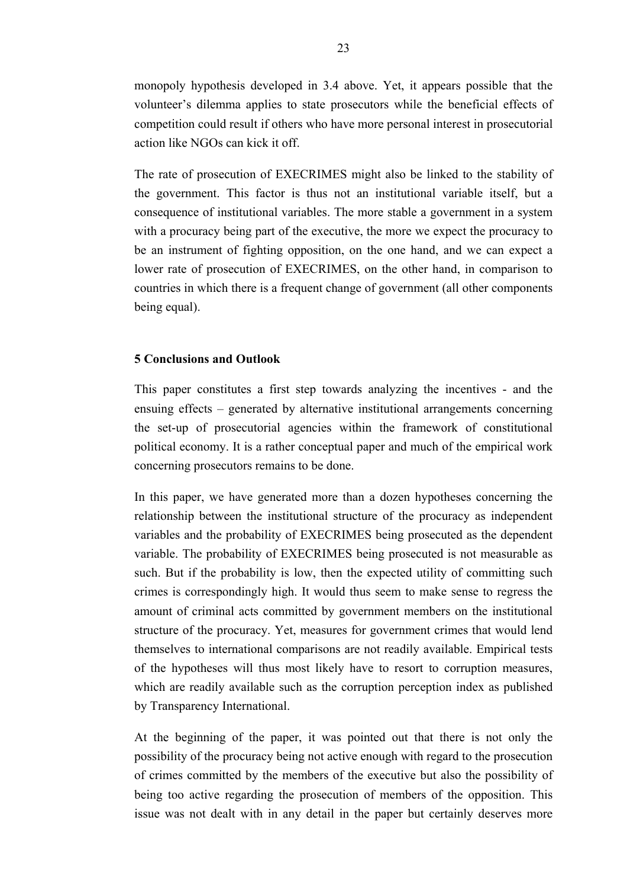monopoly hypothesis developed in 3.4 above. Yet, it appears possible that the volunteer's dilemma applies to state prosecutors while the beneficial effects of competition could result if others who have more personal interest in prosecutorial action like NGOs can kick it off.

The rate of prosecution of EXECRIMES might also be linked to the stability of the government. This factor is thus not an institutional variable itself, but a consequence of institutional variables. The more stable a government in a system with a procuracy being part of the executive, the more we expect the procuracy to be an instrument of fighting opposition, on the one hand, and we can expect a lower rate of prosecution of EXECRIMES, on the other hand, in comparison to countries in which there is a frequent change of government (all other components being equal).

## 5 Conclusions and Outlook

This paper constitutes a first step towards analyzing the incentives - and the ensuing effects – generated by alternative institutional arrangements concerning the set-up of prosecutorial agencies within the framework of constitutional political economy. It is a rather conceptual paper and much of the empirical work concerning prosecutors remains to be done.

In this paper, we have generated more than a dozen hypotheses concerning the relationship between the institutional structure of the procuracy as independent variables and the probability of EXECRIMES being prosecuted as the dependent variable. The probability of EXECRIMES being prosecuted is not measurable as such. But if the probability is low, then the expected utility of committing such crimes is correspondingly high. It would thus seem to make sense to regress the amount of criminal acts committed by government members on the institutional structure of the procuracy. Yet, measures for government crimes that would lend themselves to international comparisons are not readily available. Empirical tests of the hypotheses will thus most likely have to resort to corruption measures, which are readily available such as the corruption perception index as published by Transparency International.

At the beginning of the paper, it was pointed out that there is not only the possibility of the procuracy being not active enough with regard to the prosecution of crimes committed by the members of the executive but also the possibility of being too active regarding the prosecution of members of the opposition. This issue was not dealt with in any detail in the paper but certainly deserves more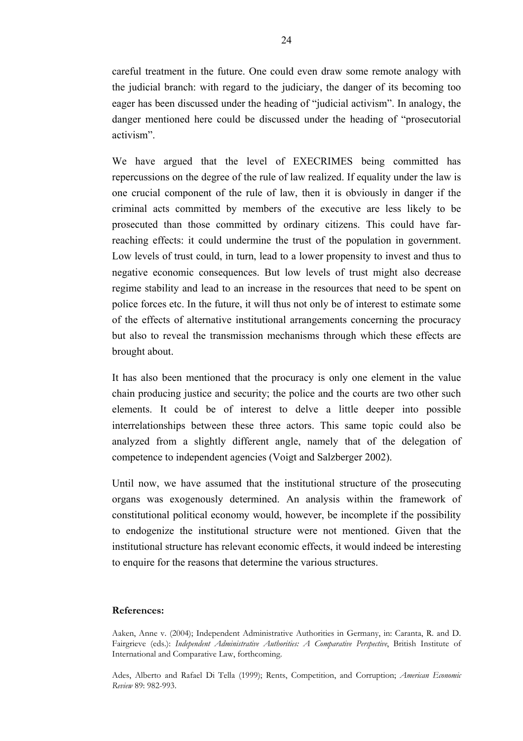careful treatment in the future. One could even draw some remote analogy with the judicial branch: with regard to the judiciary, the danger of its becoming too eager has been discussed under the heading of "judicial activism". In analogy, the danger mentioned here could be discussed under the heading of "prosecutorial activism".

We have argued that the level of EXECRIMES being committed has repercussions on the degree of the rule of law realized. If equality under the law is one crucial component of the rule of law, then it is obviously in danger if the criminal acts committed by members of the executive are less likely to be prosecuted than those committed by ordinary citizens. This could have far-reaching effects: it could undermine the trust of the population in government. Low levels of trust could, in turn, lead to a lower propensity to invest and thus to negative economic consequences. But low levels of trust might also decrease regime stability and lead to an increase in the resources that need to be spent on police forces etc. In the future, it will thus not only be of interest to estimate some of the effects of alternative institutional arrangements concerning the procuracy but also to reveal the transmission mechanisms through which these effects are brought about.

It has also been mentioned that the procuracy is only one element in the value chain producing justice and security; the police and the courts are two other such elements. It could be of interest to delve a little deeper into possible interrelationships between these three actors. This same topic could also be analyzed from a slightly different angle, namely that of the delegation of competence to independent agencies (Voigt and Salzberger 2002).

Until now, we have assumed that the institutional structure of the prosecuting organs was exogenously determined. An analysis within the framework of constitutional political economy would, however, be incomplete if the possibility to endogenize the institutional structure were not mentioned. Given that the institutional structure has relevant economic effects, it would indeed be interesting to enquire for the reasons that determine the various structures.

**References:**

Aaken, Anne v. (2004); Independent Administrative Authorities in Germany, in: Caranta, R. and D. Fairgrieve (eds.): *Independent Administrative Authorities: A Comparative Perspective*, British Institute of International and Comparative Law, forthcoming.

Ades, Alberto and Rafael Di Tella (1999); Rents, Competition, and Corruption; *American Economic Review* 89: 982-993.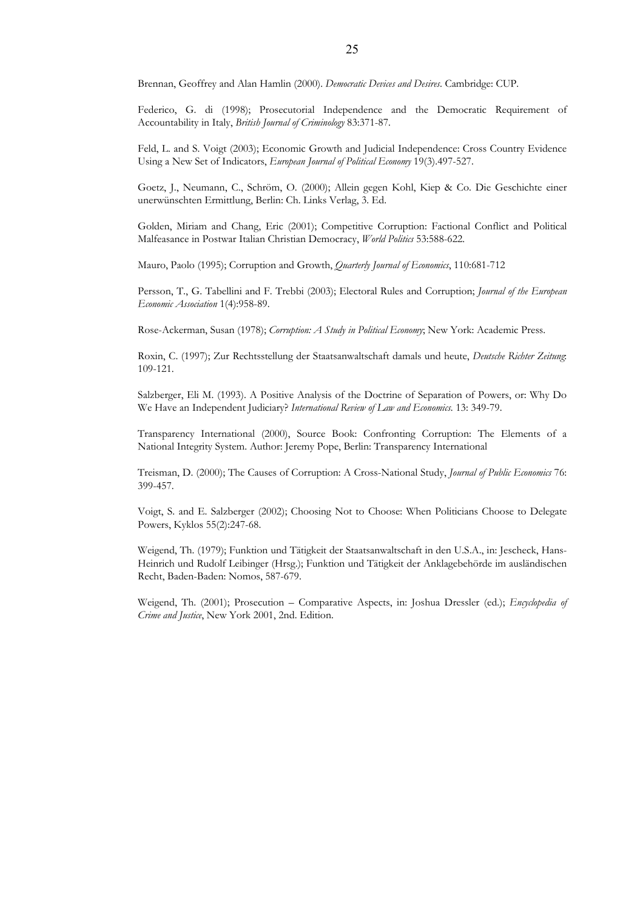Brennan, Geoffrey and Alan Hamlin (2000). *Democratic Devices and Desires*. Cambridge: CUP.

Federico, G. di (1998); Prosecutorial Independence and the Democratic Requirement of Accountability in Italy, *British Journal of Criminology* 83:371-87.

Feld, L. and S. Voigt (2003); Economic Growth and Judicial Independence: Cross Country Evidence Using a New Set of Indicators, *European Journal of Political Economy* 19(3).497-527.

Goetz, J., Neumann, C., Schröm, O. (2000); Allein gegen Kohl, Kiep & Co. Die Geschichte einer unerwünschten Ermittlung, Berlin: Ch. Links Verlag, 3. Ed.

Golden, Miriam and Chang, Eric (2001); Competitive Corruption: Factional Conflict and Political Malfeasance in Postwar Italian Christian Democracy, *World Politics* 53:588-622.

Mauro, Paolo (1995); Corruption and Growth, *Quarterly Journal of Economics*, 110:681-712

Persson, T., G. Tabellini and F. Trebbi (2003); Electoral Rules and Corruption; *Journal of the European Economic Association* 1(4):958-89.

Rose-Ackerman, Susan (1978); *Corruption: A Study in Political Economy*; New York: Academic Press.

Roxin, C. (1997); Zur Rechtsstellung der Staatsanwaltschaft damals und heute, *Deutsche Richter Zeitung*: 109-121.

Salzberger, Eli M. (1993). A Positive Analysis of the Doctrine of Separation of Powers, or: Why Do We Have an Independent Judiciary? *International Review of Law and Economics*. 13: 349-79.

Transparency International (2000), Source Book: Confronting Corruption: The Elements of a National Integrity System. Author: Jeremy Pope, Berlin: Transparency International

Treisman, D. (2000); The Causes of Corruption: A Cross-National Study, *Journal of Public Economics* 76: 399-457.

Voigt, S. and E. Salzberger (2002); Choosing Not to Choose: When Politicians Choose to Delegate Powers, Kyklos 55(2):247-68.

Weigend, Th. (1979); Funktion und Tätigkeit der Staatsanwaltschaft in den U.S.A., in: Jescheck, Hans-Heinrich und Rudolf Leibinger (Hrsg.); Funktion und Tätigkeit der Anklagebehörde im ausländischen Recht, Baden-Baden: Nomos, 587-679.

Weigend, Th. (2001); Prosecution – Comparative Aspects, in: Joshua Dressler (ed.); *Encyclopedia of Crime and Justice*, New York 2001, 2nd. Edition.